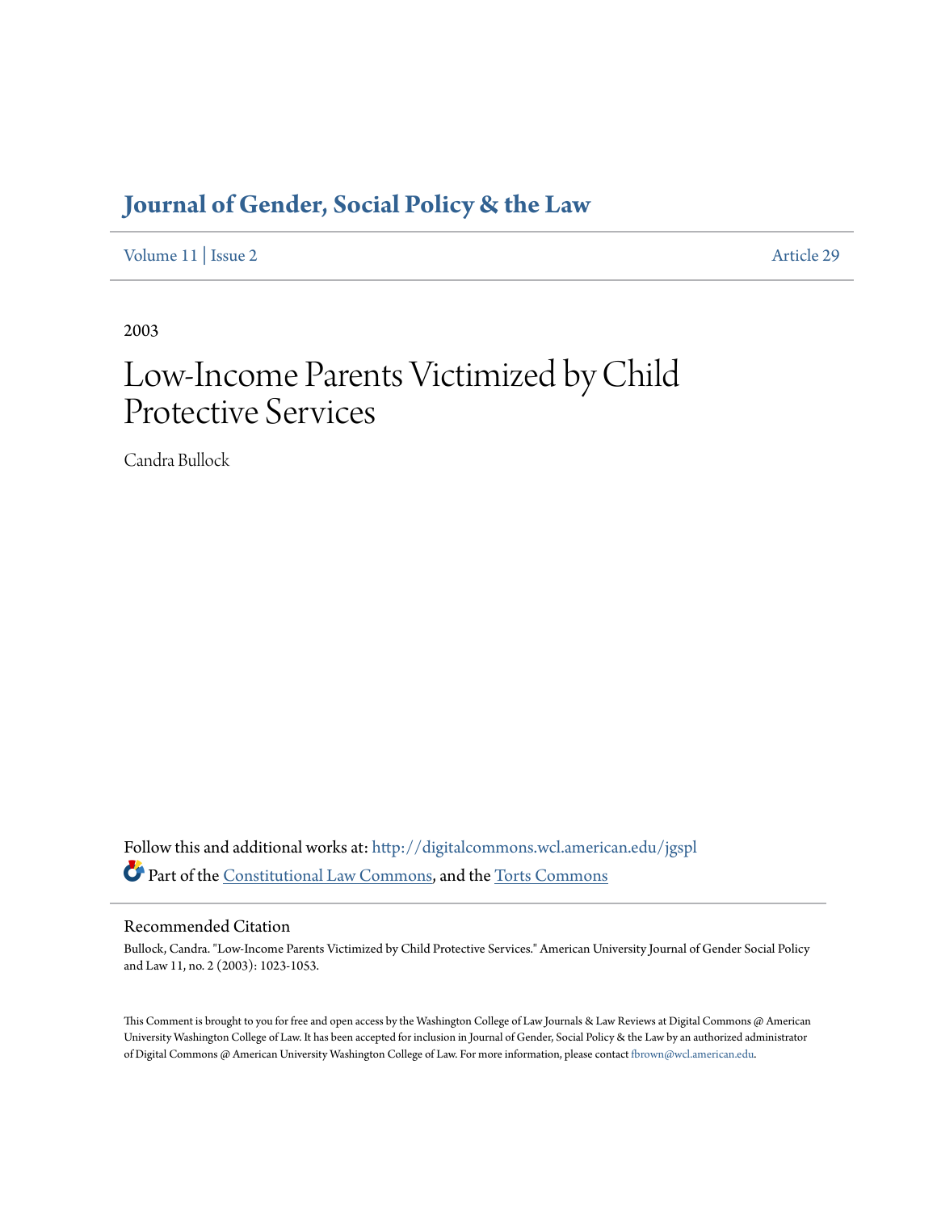# Journal of Gender, Social Policy & the Law

Volume 11 | Issue 2 Article 29

2003

## Low-Income Parents Victimized by Child Protective Services

Candra Bullock

Follow this and additional works at: http://digitalcommons.wcl.american.edu/jgspl

Part of the Constitutional Law Commons, and the Torts Commons

### Recommended Citation

Bullock, Candra. "Low-Income Parents Victimized by Child Protective Services." American University Journal of Gender Social Policy and Law 11, no. 2 (2003): 1023-1053.

This Comment is brought to you for free and open access by the Washington College of Law Journals & Law Reviews at Digital Commons @ American University Washington College of Law. It has been accepted for inclusion in Journal of Gender, Social Policy & the Law by an authorized administrator of Digital Commons @ American University Washington College of Law. For more information, please contact fbrown@wcl.american.edu.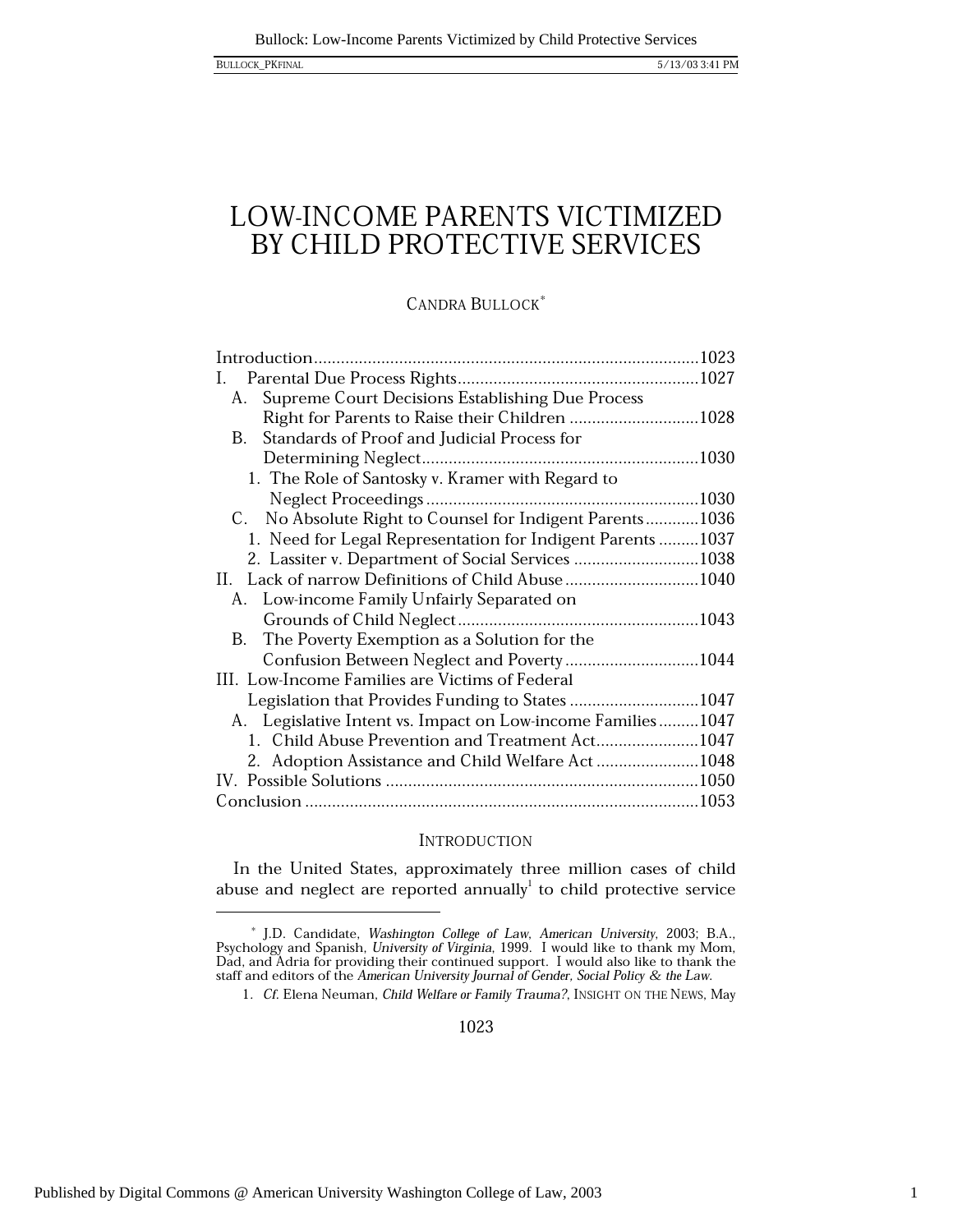# LOW-INCOME PARENTS VICTIMIZED BY CHILD PROTECTIVE SERVICES

CANDRA BULLOCK*

| | |
|---|---|
| Introduction | 1023 |
| I. Parental Due Process Rights | 1027 |
| A. Supreme Court Decisions Establishing Due Process Right for Parents to Raise their Children | 1028 |
| B. Standards of Proof and Judicial Process for Determining Neglect | 1030 |
| 1. The Role of Santosky v. Kramer with Regard to Neglect Proceedings | 1030 |
| C. No Absolute Right to Counsel for Indigent Parents | 1036 |
| 1. Need for Legal Representation for Indigent Parents | 1037 |
| 2. Lassiter v. Department of Social Services | 1038 |
| II. Lack of narrow Definitions of Child Abuse | 1040 |
| A. Low-income Family Unfairly Separated on Grounds of Child Neglect | 1043 |
| B. The Poverty Exemption as a Solution for the Confusion Between Neglect and Poverty | 1044 |
| III. Low-Income Families are Victims of Federal Legislation that Provides Funding to States | 1047 |
| A. Legislative Intent vs. Impact on Low-income Families | 1047 |
| 1. Child Abuse Prevention and Treatment Act | 1047 |
| 2. Adoption Assistance and Child Welfare Act | 1048 |
| IV. Possible Solutions | 1050 |
| Conclusion | 1053 |

## INTRODUCTION

In the United States, approximately three million cases of child abuse and neglect are reported annually[1] to child protective service

---

\* J.D. Candidate, *Washington College of Law, American University*, 2003; B.A., Psychology and Spanish, *University of Virginia*, 1999. I would like to thank my Mom, Dad, and Adria for providing their continued support. I would also like to thank the staff and editors of the *American University Journal of Gender, Social Policy & the Law*.

1. *Cf.* Elena Neuman, *Child Welfare or Family Trauma?*, INSIGHT ON THE NEWS, May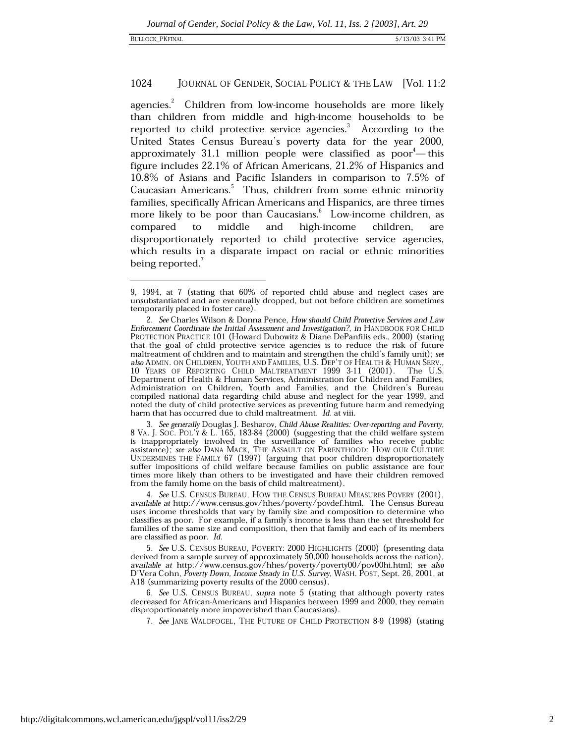agencies.[2] Children from low-income households are more likely than children from middle and high-income households to be reported to child protective service agencies.[3] According to the United States Census Bureau's poverty data for the year 2000, approximately 31.1 million people were classified as poor[4]—this figure includes 22.1% of African Americans, 21.2% of Hispanics and 10.8% of Asians and Pacific Islanders in comparison to 7.5% of Caucasian Americans.[5] Thus, children from some ethnic minority families, specifically African Americans and Hispanics, are three times more likely to be poor than Caucasians.[6] Low-income children, as compared to middle and high-income children, are disproportionately reported to child protective service agencies, which results in a disparate impact on racial or ethnic minorities being reported.[7]

---

9, 1994, at 7 (stating that 60% of reported child abuse and neglect cases are unsubstantiated and are eventually dropped, but not before children are sometimes temporarily placed in foster care).

2. *See* Charles Wilson & Donna Pence, *How should Child Protective Services and Law Enforcement Coordinate the Initial Assessment and Investigation?*, *in* HANDBOOK FOR CHILD PROTECTION PRACTICE 101 (Howard Dubowitz & Diane DePanfilis eds., 2000) (stating that the goal of child protective service agencies is to reduce the risk of future maltreatment of children and to maintain and strengthen the child's family unit); *see also* ADMIN. ON CHILDREN, YOUTH AND FAMILIES, U.S. DEP'T OF HEALTH & HUMAN SERV., 10 YEARS OF REPORTING CHILD MALTREATMENT 1999 3-11 (2001). The U.S. Department of Health & Human Services, Administration for Children and Families, Administration on Children, Youth and Families, and the Children's Bureau compiled national data regarding child abuse and neglect for the year 1999, and noted the duty of child protective services as preventing future harm and remedying harm that has occurred due to child maltreatment. *Id.* at viii.

3. *See generally* Douglas J. Besharov, *Child Abuse Realities: Over-reporting and Poverty*, 8 VA. J. SOC. POL'Y & L. 165, 183-84 (2000) (suggesting that the child welfare system is inappropriately involved in the surveillance of families who receive public assistance); *see also* DANA MACK, THE ASSAULT ON PARENTHOOD: HOW OUR CULTURE UNDERMINES THE FAMILY 67 (1997) (arguing that poor children disproportionately suffer impositions of child welfare because families on public assistance are four times more likely than others to be investigated and have their children removed from the family home on the basis of child maltreatment).

4. *See* U.S. CENSUS BUREAU, HOW THE CENSUS BUREAU MEASURES POVERTY (2001), *available at* http://www.census.gov/hhes/poverty/povdef.html. The Census Bureau uses income thresholds that vary by family size and composition to determine who classifies as poor. For example, if a family's income is less than the set threshold for families of the same size and composition, then that family and each of its members are classified as poor. *Id.*

5. *See* U.S. CENSUS BUREAU, POVERTY: 2000 HIGHLIGHTS (2000) (presenting data derived from a sample survey of approximately 50,000 households across the nation), *available at* http://www.census.gov/hhes/poverty/poverty00/pov00hi.html; *see also* D'Vera Cohn, *Poverty Down, Income Steady in U.S. Survey*, WASH. POST, Sept. 26, 2001, at A18 (summarizing poverty results of the 2000 census).

6. *See* U.S. CENSUS BUREAU, *supra* note 5 (stating that although poverty rates decreased for African-Americans and Hispanics between 1999 and 2000, they remain disproportionately more impoverished than Caucasians).

7. *See* JANE WALDFOGEL, THE FUTURE OF CHILD PROTECTION 8-9 (1998) (stating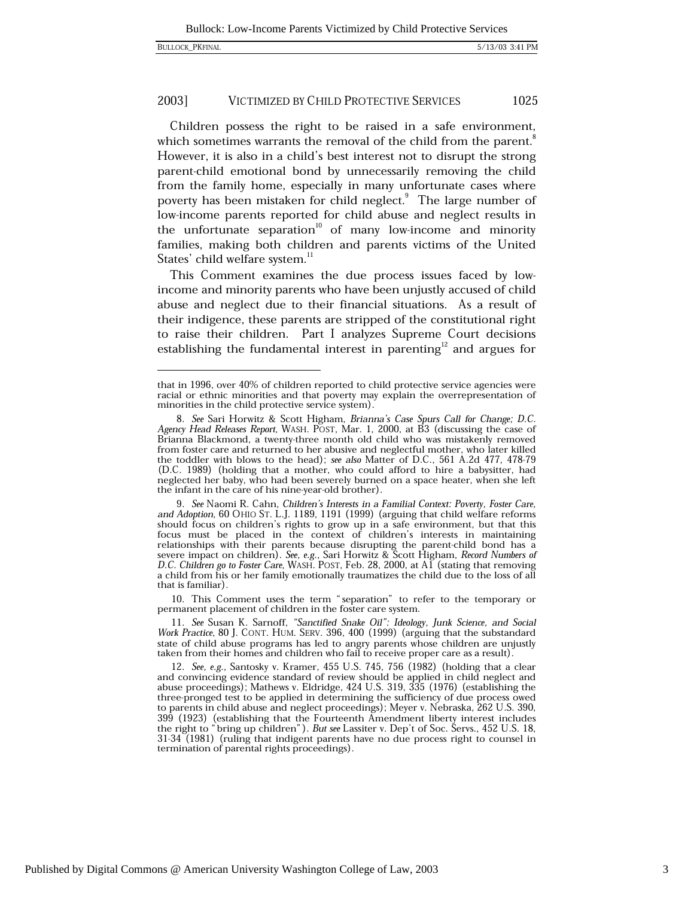Children possess the right to be raised in a safe environment, which sometimes warrants the removal of the child from the parent.[8] However, it is also in a child's best interest not to disrupt the strong parent-child emotional bond by unnecessarily removing the child from the family home, especially in many unfortunate cases where poverty has been mistaken for child neglect.[9] The large number of low-income parents reported for child abuse and neglect results in the unfortunate separation[10] of many low-income and minority families, making both children and parents victims of the United States' child welfare system.[11]

This Comment examines the due process issues faced by low-income and minority parents who have been unjustly accused of child abuse and neglect due to their financial situations. As a result of their indigence, these parents are stripped of the constitutional right to raise their children. Part I analyzes Supreme Court decisions establishing the fundamental interest in parenting[12] and argues for

---

that in 1996, over 40% of children reported to child protective service agencies were racial or ethnic minorities and that poverty may explain the overrepresentation of minorities in the child protective service system).

8. *See* Sari Horwitz & Scott Higham, *Brianna's Case Spurs Call for Change; D.C. Agency Head Releases Report*, WASH. POST, Mar. 1, 2000, at B3 (discussing the case of Brianna Blackmond, a twenty-three month old child who was mistakenly removed from foster care and returned to her abusive and neglectful mother, who later killed the toddler with blows to the head); *see also* Matter of D.C., 561 A.2d 477, 478-79 (D.C. 1989) (holding that a mother, who could afford to hire a babysitter, had neglected her baby, who had been severely burned on a space heater, when she left the infant in the care of his nine-year-old brother).

9. *See* Naomi R. Cahn, *Children's Interests in a Familial Context: Poverty, Foster Care, and Adoption*, 60 OHIO ST. L.J. 1189, 1191 (1999) (arguing that child welfare reforms should focus on children's rights to grow up in a safe environment, but that this focus must be placed in the context of children's interests in maintaining relationships with their parents because disrupting the parent-child bond has a severe impact on children). *See, e.g.*, Sari Horwitz & Scott Higham, *Record Numbers of D.C. Children go to Foster Care*, WASH. POST, Feb. 28, 2000, at A1 (stating that removing a child from his or her family emotionally traumatizes the child due to the loss of all that is familiar).

10. This Comment uses the term "separation" to refer to the temporary or permanent placement of children in the foster care system.

11. *See* Susan K. Sarnoff, *"Sanctified Snake Oil": Ideology, Junk Science, and Social Work Practice*, 80 J. CONT. HUM. SERV. 396, 400 (1999) (arguing that the substandard state of child abuse programs has led to angry parents whose children are unjustly taken from their homes and children who fail to receive proper care as a result).

12. *See, e.g.*, Santosky v. Kramer, 455 U.S. 745, 756 (1982) (holding that a clear and convincing evidence standard of review should be applied in child neglect and abuse proceedings); Mathews v. Eldridge, 424 U.S. 319, 335 (1976) (establishing the three-pronged test to be applied in determining the sufficiency of due process owed to parents in child abuse and neglect proceedings); Meyer v. Nebraska, 262 U.S. 390, 399 (1923) (establishing that the Fourteenth Amendment liberty interest includes the right to "bring up children"). *But see* Lassiter v. Dep't of Soc. Servs., 452 U.S. 18, 31-34 (1981) (ruling that indigent parents have no due process right to counsel in termination of parental rights proceedings).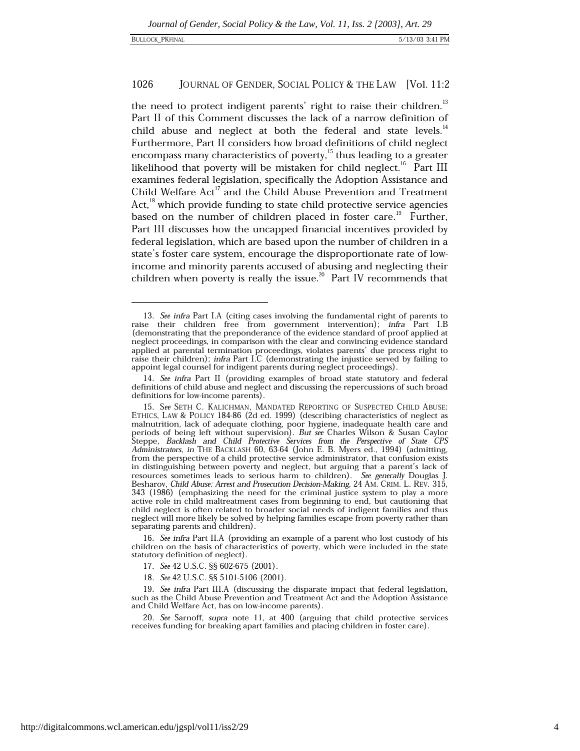the need to protect indigent parents' right to raise their children.[13] Part II of this Comment discusses the lack of a narrow definition of child abuse and neglect at both the federal and state levels.[14] Furthermore, Part II considers how broad definitions of child neglect encompass many characteristics of poverty,[15] thus leading to a greater likelihood that poverty will be mistaken for child neglect.[16] Part III examines federal legislation, specifically the Adoption Assistance and Child Welfare Act[17] and the Child Abuse Prevention and Treatment Act,[18] which provide funding to state child protective service agencies based on the number of children placed in foster care.[19] Further, Part III discusses how the uncapped financial incentives provided by federal legislation, which are based upon the number of children in a state's foster care system, encourage the disproportionate rate of low-income and minority parents accused of abusing and neglecting their children when poverty is really the issue.[20] Part IV recommends that

---

13. *See infra* Part I.A (citing cases involving the fundamental right of parents to raise their children free from government intervention); *infra* Part I.B (demonstrating that the preponderance of the evidence standard of proof applied at neglect proceedings, in comparison with the clear and convincing evidence standard applied at parental termination proceedings, violates parents' due process right to raise their children); *infra* Part I.C (demonstrating the injustice served by failing to appoint legal counsel for indigent parents during neglect proceedings).

14. *See infra* Part II (providing examples of broad state statutory and federal definitions of child abuse and neglect and discussing the repercussions of such broad definitions for low-income parents).

15. *See* SETH C. KALICHMAN, MANDATED REPORTING OF SUSPECTED CHILD ABUSE: ETHICS, LAW & POLICY 184-86 (2d ed. 1999) (describing characteristics of neglect as malnutrition, lack of adequate clothing, poor hygiene, inadequate health care and periods of being left without supervision). *But see* Charles Wilson & Susan Caylor Steppe, *Backlash and Child Protective Services from the Perspective of State CPS Administrators*, *in* THE BACKLASH 60, 63-64 (John E. B. Myers ed., 1994) (admitting, from the perspective of a child protective service administrator, that confusion exists in distinguishing between poverty and neglect, but arguing that a parent's lack of resources sometimes leads to serious harm to children). *See generally* Douglas J. Besharov, *Child Abuse: Arrest and Prosecution Decision-Making*, 24 AM. CRIM. L. REV. 315, 343 (1986) (emphasizing the need for the criminal justice system to play a more active role in child maltreatment cases from beginning to end, but cautioning that child neglect is often related to broader social needs of indigent families and thus neglect will more likely be solved by helping families escape from poverty rather than separating parents and children).

16. *See infra* Part II.A (providing an example of a parent who lost custody of his children on the basis of characteristics of poverty, which were included in the state statutory definition of neglect).

17. *See* 42 U.S.C. §§ 602-675 (2001).

18. *See* 42 U.S.C. §§ 5101-5106 (2001).

19. *See infra* Part III.A (discussing the disparate impact that federal legislation, such as the Child Abuse Prevention and Treatment Act and the Adoption Assistance and Child Welfare Act, has on low-income parents).

20. *See* Sarnoff, *supra* note 11, at 400 (arguing that child protective services receives funding for breaking apart families and placing children in foster care).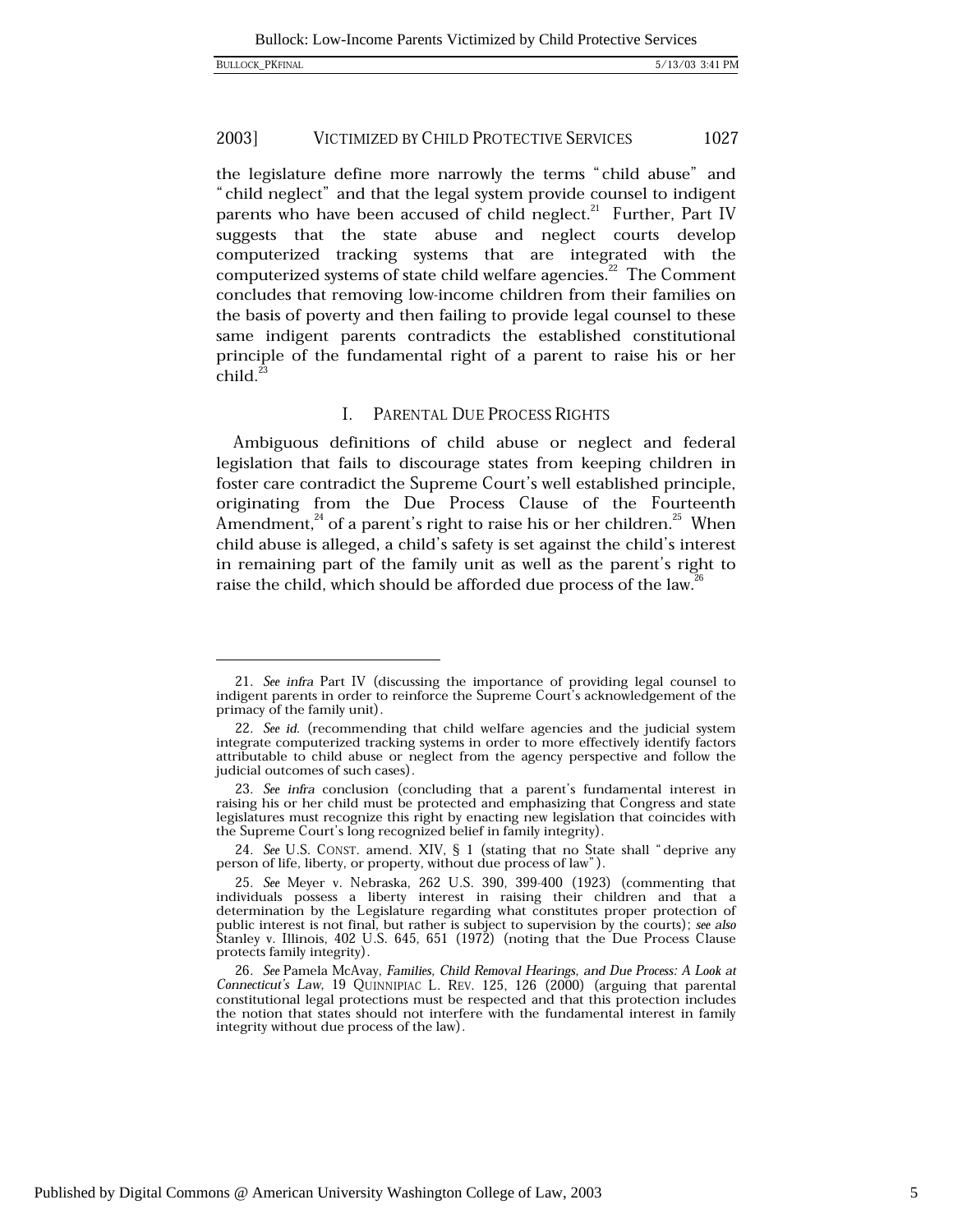the legislature define more narrowly the terms "child abuse" and "child neglect" and that the legal system provide counsel to indigent parents who have been accused of child neglect.[21] Further, Part IV suggests that the state abuse and neglect courts develop computerized tracking systems that are integrated with the computerized systems of state child welfare agencies.[22] The Comment concludes that removing low-income children from their families on the basis of poverty and then failing to provide legal counsel to these same indigent parents contradicts the established constitutional principle of the fundamental right of a parent to raise his or her child.[23]

## I. PARENTAL DUE PROCESS RIGHTS

Ambiguous definitions of child abuse or neglect and federal legislation that fails to discourage states from keeping children in foster care contradict the Supreme Court's well established principle, originating from the Due Process Clause of the Fourteenth Amendment,[24] of a parent's right to raise his or her children.[25] When child abuse is alleged, a child's safety is set against the child's interest in remaining part of the family unit as well as the parent's right to raise the child, which should be afforded due process of the law.[26]

---

21. *See infra* Part IV (discussing the importance of providing legal counsel to indigent parents in order to reinforce the Supreme Court's acknowledgement of the primacy of the family unit).

22. *See id.* (recommending that child welfare agencies and the judicial system integrate computerized tracking systems in order to more effectively identify factors attributable to child abuse or neglect from the agency perspective and follow the judicial outcomes of such cases).

23. *See infra* conclusion (concluding that a parent's fundamental interest in raising his or her child must be protected and emphasizing that Congress and state legislatures must recognize this right by enacting new legislation that coincides with the Supreme Court's long recognized belief in family integrity).

24. *See* U.S. CONST. amend. XIV, § 1 (stating that no State shall "deprive any person of life, liberty, or property, without due process of law").

25. *See* Meyer v. Nebraska, 262 U.S. 390, 399-400 (1923) (commenting that individuals possess a liberty interest in raising their children and that a determination by the Legislature regarding what constitutes proper protection of public interest is not final, but rather is subject to supervision by the courts); *see also* Stanley v. Illinois, 402 U.S. 645, 651 (1972) (noting that the Due Process Clause protects family integrity).

26. *See* Pamela McAvay, *Families, Child Removal Hearings, and Due Process: A Look at Connecticut's Law*, 19 QUINNIPIAC L. REV. 125, 126 (2000) (arguing that parental constitutional legal protections must be respected and that this protection includes the notion that states should not interfere with the fundamental interest in family integrity without due process of the law).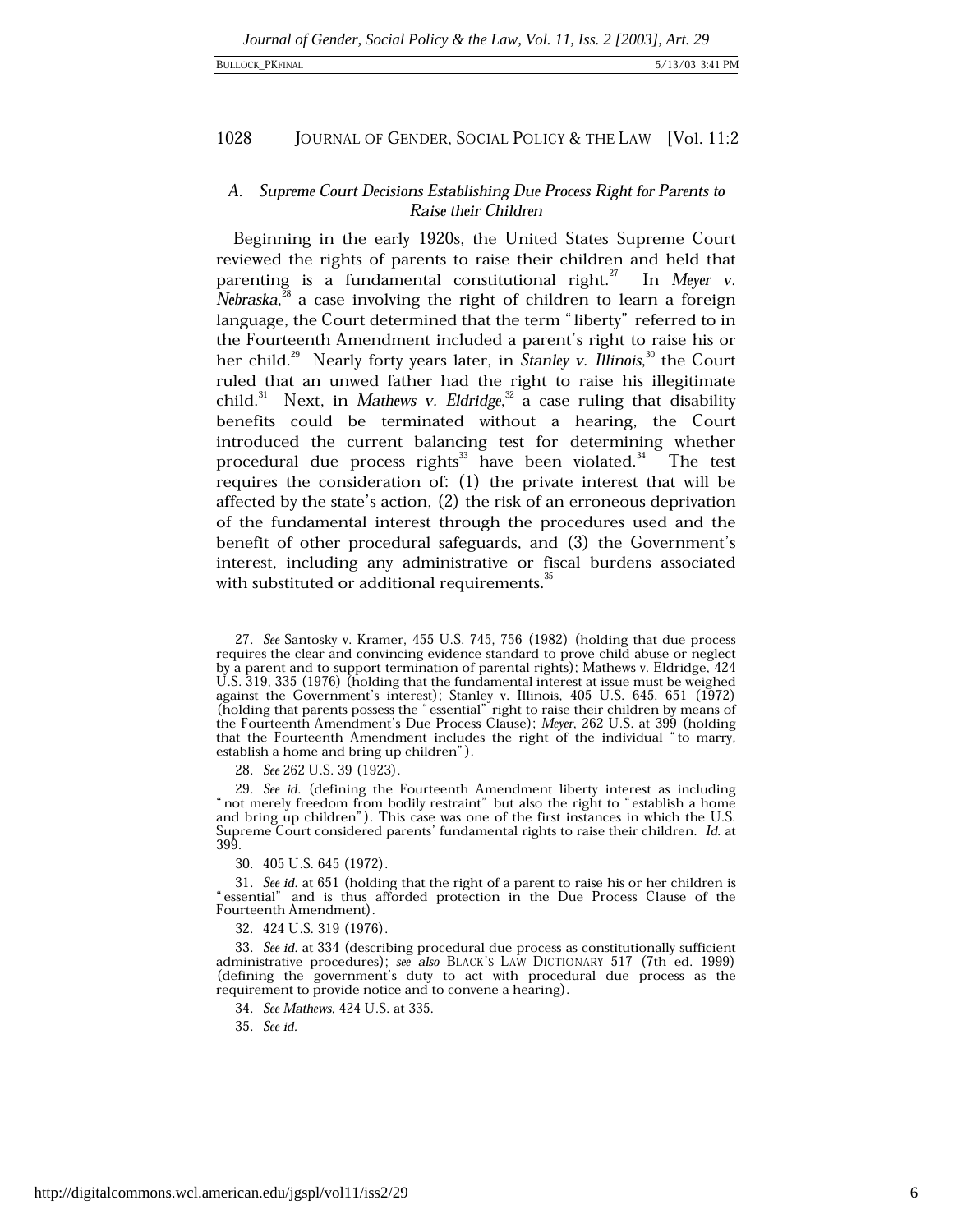### A. *Supreme Court Decisions Establishing Due Process Right for Parents to Raise their Children*

Beginning in the early 1920s, the United States Supreme Court reviewed the rights of parents to raise their children and held that parenting is a fundamental constitutional right.[27] In *Meyer v. Nebraska*,[28] a case involving the right of children to learn a foreign language, the Court determined that the term "liberty" referred to in the Fourteenth Amendment included a parent's right to raise his or her child.[29] Nearly forty years later, in *Stanley v. Illinois*,[30] the Court ruled that an unwed father had the right to raise his illegitimate child.[31] Next, in *Mathews v. Eldridge*,[32] a case ruling that disability benefits could be terminated without a hearing, the Court introduced the current balancing test for determining whether procedural due process rights[33] have been violated.[34] The test requires the consideration of: (1) the private interest that will be affected by the state's action, (2) the risk of an erroneous deprivation of the fundamental interest through the procedures used and the benefit of other procedural safeguards, and (3) the Government's interest, including any administrative or fiscal burdens associated with substituted or additional requirements.[35]

---

27. *See* Santosky v. Kramer, 455 U.S. 745, 756 (1982) (holding that due process requires the clear and convincing evidence standard to prove child abuse or neglect by a parent and to support termination of parental rights); Mathews v. Eldridge, 424 U.S. 319, 335 (1976) (holding that the fundamental interest at issue must be weighed against the Government's interest); Stanley v. Illinois, 405 U.S. 645, 651 (1972) (holding that parents possess the "essential" right to raise their children by means of the Fourteenth Amendment's Due Process Clause); *Meyer*, 262 U.S. at 399 (holding that the Fourteenth Amendment includes the right of the individual "to marry, establish a home and bring up children").

28. *See* 262 U.S. 39 (1923).

29. *See id.* (defining the Fourteenth Amendment liberty interest as including "not merely freedom from bodily restraint" but also the right to "establish a home and bring up children"). This case was one of the first instances in which the U.S. Supreme Court considered parents' fundamental rights to raise their children. *Id.* at 399.

30. 405 U.S. 645 (1972).

31. *See id.* at 651 (holding that the right of a parent to raise his or her children is "essential" and is thus afforded protection in the Due Process Clause of the Fourteenth Amendment).

32. 424 U.S. 319 (1976).

33. *See id.* at 334 (describing procedural due process as constitutionally sufficient administrative procedures); *see also* BLACK'S LAW DICTIONARY 517 (7th ed. 1999) (defining the government's duty to act with procedural due process as the requirement to provide notice and to convene a hearing).

34. *See Mathews*, 424 U.S. at 335.

35. *See id.*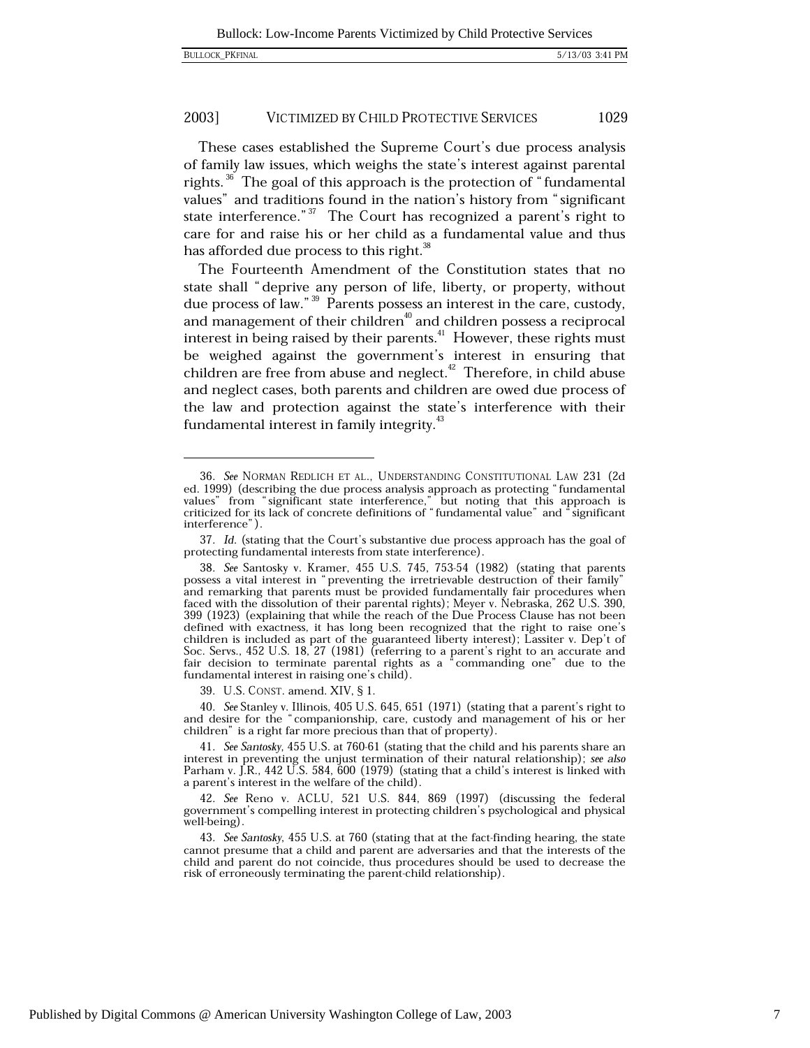These cases established the Supreme Court's due process analysis of family law issues, which weighs the state's interest against parental rights.[36] The goal of this approach is the protection of "fundamental values" and traditions found in the nation's history from "significant state interference."[37] The Court has recognized a parent's right to care for and raise his or her child as a fundamental value and thus has afforded due process to this right.[38]

The Fourteenth Amendment of the Constitution states that no state shall "deprive any person of life, liberty, or property, without due process of law."[39] Parents possess an interest in the care, custody, and management of their children[40] and children possess a reciprocal interest in being raised by their parents.[41] However, these rights must be weighed against the government's interest in ensuring that children are free from abuse and neglect.[42] Therefore, in child abuse and neglect cases, both parents and children are owed due process of the law and protection against the state's interference with their fundamental interest in family integrity.[43]

---

36. *See* NORMAN REDLICH ET AL., UNDERSTANDING CONSTITUTIONAL LAW 231 (2d ed. 1999) (describing the due process analysis approach as protecting "fundamental values" from "significant state interference," but noting that this approach is criticized for its lack of concrete definitions of "fundamental value" and "significant interference").

37. *Id.* (stating that the Court's substantive due process approach has the goal of protecting fundamental interests from state interference).

38. *See* Santosky v. Kramer, 455 U.S. 745, 753-54 (1982) (stating that parents possess a vital interest in "preventing the irretrievable destruction of their family" and remarking that parents must be provided fundamentally fair procedures when faced with the dissolution of their parental rights); Meyer v. Nebraska, 262 U.S. 390, 399 (1923) (explaining that while the reach of the Due Process Clause has not been defined with exactness, it has long been recognized that the right to raise one's children is included as part of the guaranteed liberty interest); Lassiter v. Dep't of Soc. Servs., 452 U.S. 18, 27 (1981) (referring to a parent's right to an accurate and fair decision to terminate parental rights as a "commanding one" due to the fundamental interest in raising one's child).

39. U.S. CONST. amend. XIV, § 1.

40. *See* Stanley v. Illinois, 405 U.S. 645, 651 (1971) (stating that a parent's right to and desire for the "companionship, care, custody and management of his or her children" is a right far more precious than that of property).

41. *See Santosky*, 455 U.S. at 760-61 (stating that the child and his parents share an interest in preventing the unjust termination of their natural relationship); *see also* Parham v. J.R., 442 U.S. 584, 600 (1979) (stating that a child's interest is linked with a parent's interest in the welfare of the child).

42. *See* Reno v. ACLU, 521 U.S. 844, 869 (1997) (discussing the federal government's compelling interest in protecting children's psychological and physical well-being).

43. *See Santosky*, 455 U.S. at 760 (stating that at the fact-finding hearing, the state cannot presume that a child and parent are adversaries and that the interests of the child and parent do not coincide, thus procedures should be used to decrease the risk of erroneously terminating the parent-child relationship).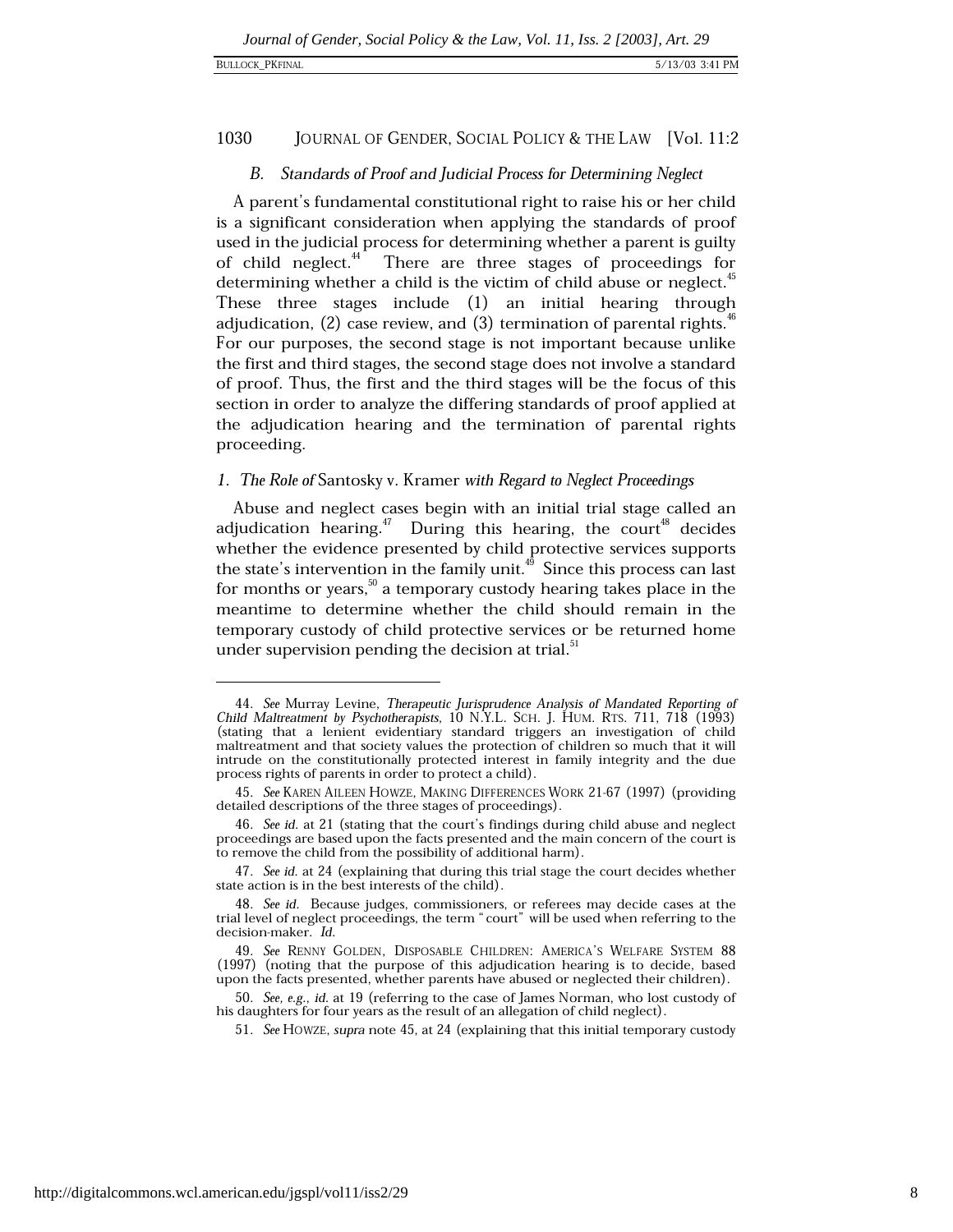### B. Standards of Proof and Judicial Process for Determining Neglect

A parent's fundamental constitutional right to raise his or her child is a significant consideration when applying the standards of proof used in the judicial process for determining whether a parent is guilty of child neglect.[44] There are three stages of proceedings for determining whether a child is the victim of child abuse or neglect.[45] These three stages include (1) an initial hearing through adjudication, (2) case review, and (3) termination of parental rights.[46] For our purposes, the second stage is not important because unlike the first and third stages, the second stage does not involve a standard of proof. Thus, the first and the third stages will be the focus of this section in order to analyze the differing standards of proof applied at the adjudication hearing and the termination of parental rights proceeding.

#### 1. *The Role of* Santosky v. Kramer *with Regard to Neglect Proceedings*

Abuse and neglect cases begin with an initial trial stage called an adjudication hearing.[47] During this hearing, the court[48] decides whether the evidence presented by child protective services supports the state's intervention in the family unit.[49] Since this process can last for months or years,[50] a temporary custody hearing takes place in the meantime to determine whether the child should remain in the temporary custody of child protective services or be returned home under supervision pending the decision at trial.[51]

---

44. *See* Murray Levine, *Therapeutic Jurisprudence Analysis of Mandated Reporting of Child Maltreatment by Psychotherapists*, 10 N.Y.L. SCH. J. HUM. RTS. 711, 718 (1993) (stating that a lenient evidentiary standard triggers an investigation of child maltreatment and that society values the protection of children so much that it will intrude on the constitutionally protected interest in family integrity and the due process rights of parents in order to protect a child).

45. *See* KAREN AILEEN HOWZE, MAKING DIFFERENCES WORK 21-67 (1997) (providing detailed descriptions of the three stages of proceedings).

46. *See id.* at 21 (stating that the court's findings during child abuse and neglect proceedings are based upon the facts presented and the main concern of the court is to remove the child from the possibility of additional harm).

47. *See id.* at 24 (explaining that during this trial stage the court decides whether state action is in the best interests of the child).

48. *See id.* Because judges, commissioners, or referees may decide cases at the trial level of neglect proceedings, the term "court" will be used when referring to the decision-maker. *Id.*

49. *See* RENNY GOLDEN, DISPOSABLE CHILDREN: AMERICA'S WELFARE SYSTEM 88 (1997) (noting that the purpose of this adjudication hearing is to decide, based upon the facts presented, whether parents have abused or neglected their children).

50. *See, e.g.*, *id.* at 19 (referring to the case of James Norman, who lost custody of his daughters for four years as the result of an allegation of child neglect).

51. *See* HOWZE, *supra* note 45, at 24 (explaining that this initial temporary custody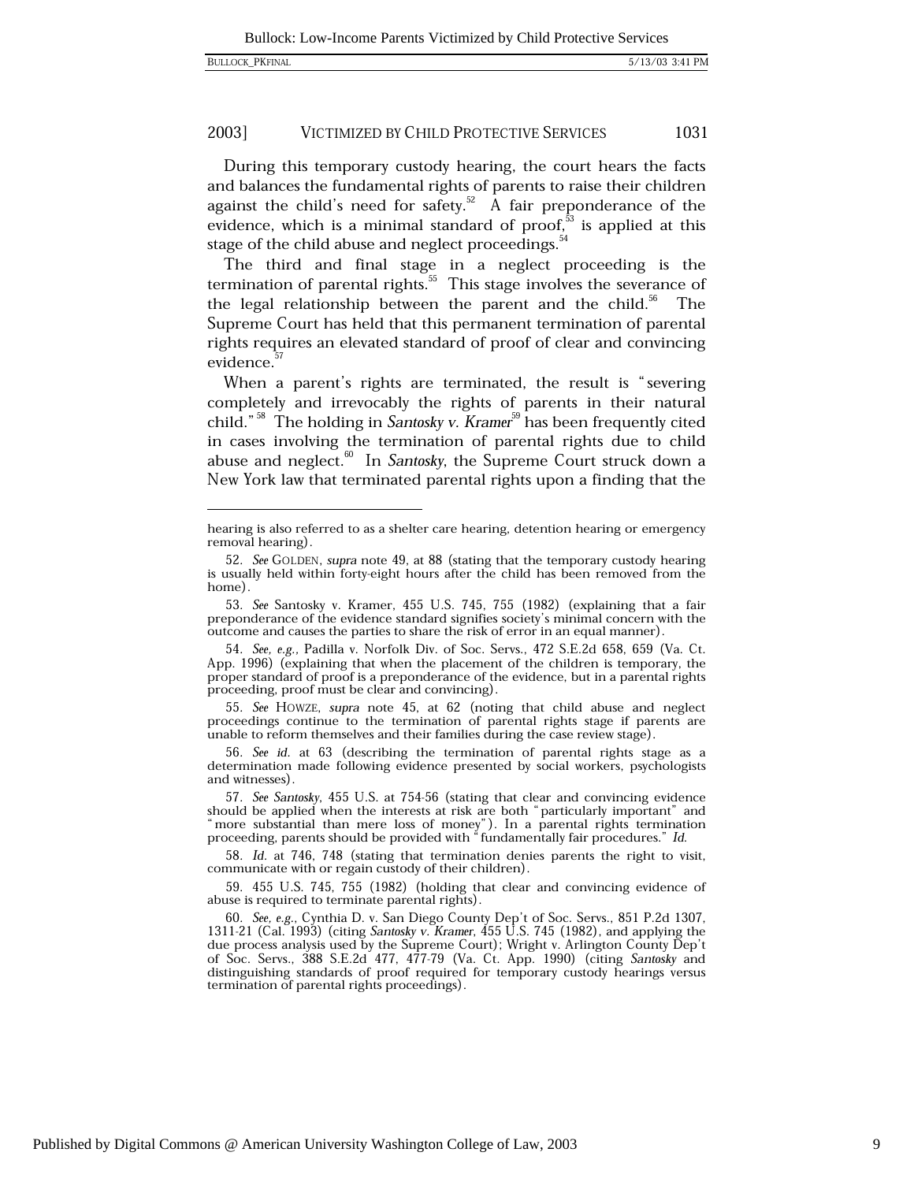During this temporary custody hearing, the court hears the facts and balances the fundamental rights of parents to raise their children against the child's need for safety.[52] A fair preponderance of the evidence, which is a minimal standard of proof,[53] is applied at this stage of the child abuse and neglect proceedings.[54]

The third and final stage in a neglect proceeding is the termination of parental rights.[55] This stage involves the severance of the legal relationship between the parent and the child.[56] The Supreme Court has held that this permanent termination of parental rights requires an elevated standard of proof of clear and convincing evidence.[57]

When a parent's rights are terminated, the result is "severing completely and irrevocably the rights of parents in their natural child."[58] The holding in *Santosky v. Kramer*[59] has been frequently cited in cases involving the termination of parental rights due to child abuse and neglect.[60] In *Santosky*, the Supreme Court struck down a New York law that terminated parental rights upon a finding that the

---

hearing is also referred to as a shelter care hearing, detention hearing or emergency removal hearing).

52. *See* GOLDEN, *supra* note 49, at 88 (stating that the temporary custody hearing is usually held within forty-eight hours after the child has been removed from the home).

53. *See* Santosky v. Kramer, 455 U.S. 745, 755 (1982) (explaining that a fair preponderance of the evidence standard signifies society's minimal concern with the outcome and causes the parties to share the risk of error in an equal manner).

54. *See, e.g.*, Padilla v. Norfolk Div. of Soc. Servs., 472 S.E.2d 658, 659 (Va. Ct. App. 1996) (explaining that when the placement of the children is temporary, the proper standard of proof is a preponderance of the evidence, but in a parental rights proceeding, proof must be clear and convincing).

55. *See* HOWZE, *supra* note 45, at 62 (noting that child abuse and neglect proceedings continue to the termination of parental rights stage if parents are unable to reform themselves and their families during the case review stage).

56. *See id.* at 63 (describing the termination of parental rights stage as a determination made following evidence presented by social workers, psychologists and witnesses).

57. *See Santosky*, 455 U.S. at 754-56 (stating that clear and convincing evidence should be applied when the interests at risk are both "particularly important" and "more substantial than mere loss of money"). In a parental rights termination proceeding, parents should be provided with "fundamentally fair procedures." *Id.*

58. *Id.* at 746, 748 (stating that termination denies parents the right to visit, communicate with or regain custody of their children).

59. 455 U.S. 745, 755 (1982) (holding that clear and convincing evidence of abuse is required to terminate parental rights).

60. *See, e.g.*, Cynthia D. v. San Diego County Dep't of Soc. Servs., 851 P.2d 1307, 1311-21 (Cal. 1993) (citing *Santosky v. Kramer*, 455 U.S. 745 (1982), and applying the due process analysis used by the Supreme Court); Wright v. Arlington County Dep't of Soc. Servs., 388 S.E.2d 477, 477-79 (Va. Ct. App. 1990) (citing *Santosky* and distinguishing standards of proof required for temporary custody hearings versus termination of parental rights proceedings).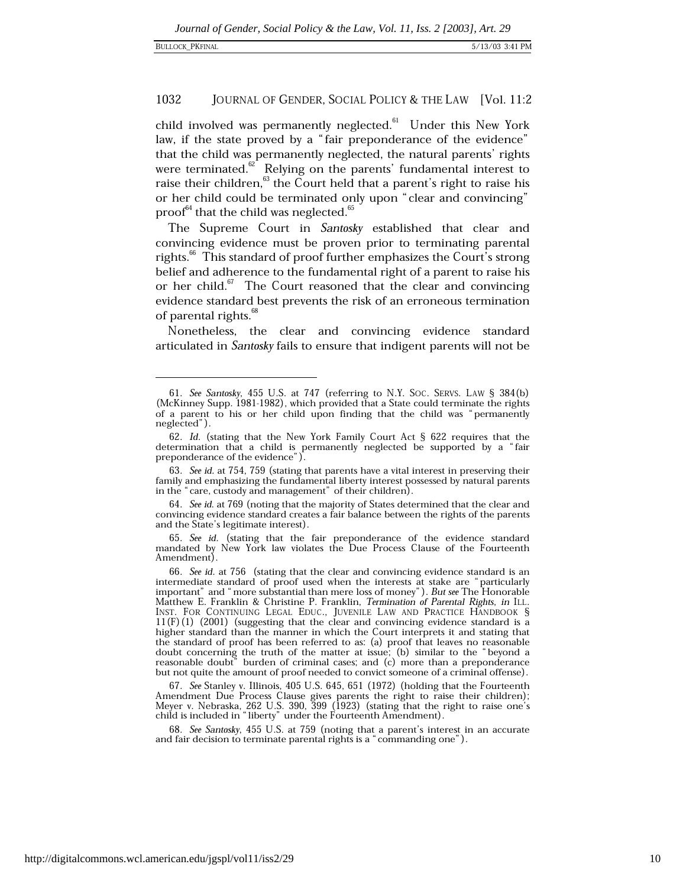child involved was permanently neglected.[61] Under this New York law, if the state proved by a "fair preponderance of the evidence" that the child was permanently neglected, the natural parents' rights were terminated.[62] Relying on the parents' fundamental interest to raise their children,[63] the Court held that a parent's right to raise his or her child could be terminated only upon "clear and convincing" proof[64] that the child was neglected.[65]

The Supreme Court in *Santosky* established that clear and convincing evidence must be proven prior to terminating parental rights.[66] This standard of proof further emphasizes the Court's strong belief and adherence to the fundamental right of a parent to raise his or her child.[67] The Court reasoned that the clear and convincing evidence standard best prevents the risk of an erroneous termination of parental rights.[68]

Nonetheless, the clear and convincing evidence standard articulated in *Santosky* fails to ensure that indigent parents will not be

---

61. *See Santosky*, 455 U.S. at 747 (referring to N.Y. SOC. SERVS. LAW § 384(b) (McKinney Supp. 1981-1982), which provided that a State could terminate the rights of a parent to his or her child upon finding that the child was "permanently neglected").

62. *Id.* (stating that the New York Family Court Act § 622 requires that the determination that a child is permanently neglected be supported by a "fair preponderance of the evidence").

63. *See id.* at 754, 759 (stating that parents have a vital interest in preserving their family and emphasizing the fundamental liberty interest possessed by natural parents in the "care, custody and management" of their children).

64. *See id.* at 769 (noting that the majority of States determined that the clear and convincing evidence standard creates a fair balance between the rights of the parents and the State's legitimate interest).

65. *See id.* (stating that the fair preponderance of the evidence standard mandated by New York law violates the Due Process Clause of the Fourteenth Amendment).

66. *See id.* at 756 (stating that the clear and convincing evidence standard is an intermediate standard of proof used when the interests at stake are "particularly important" and "more substantial than mere loss of money"). *But see* The Honorable Matthew E. Franklin & Christine P. Franklin, *Termination of Parental Rights*, *in* ILL. INST. FOR CONTINUING LEGAL EDUC., JUVENILE LAW AND PRACTICE HANDBOOK § 11(F)(1) (2001) (suggesting that the clear and convincing evidence standard is a higher standard than the manner in which the Court interprets it and stating that the standard of proof has been referred to as: (a) proof that leaves no reasonable doubt concerning the truth of the matter at issue; (b) similar to the "beyond a reasonable doubt" burden of criminal cases; and (c) more than a preponderance but not quite the amount of proof needed to convict someone of a criminal offense).

67. *See* Stanley v. Illinois, 405 U.S. 645, 651 (1972) (holding that the Fourteenth Amendment Due Process Clause gives parents the right to raise their children); Meyer v. Nebraska, 262 U.S. 390, 399 (1923) (stating that the right to raise one's child is included in "liberty" under the Fourteenth Amendment).

68. *See Santosky*, 455 U.S. at 759 (noting that a parent's interest in an accurate and fair decision to terminate parental rights is a "commanding one").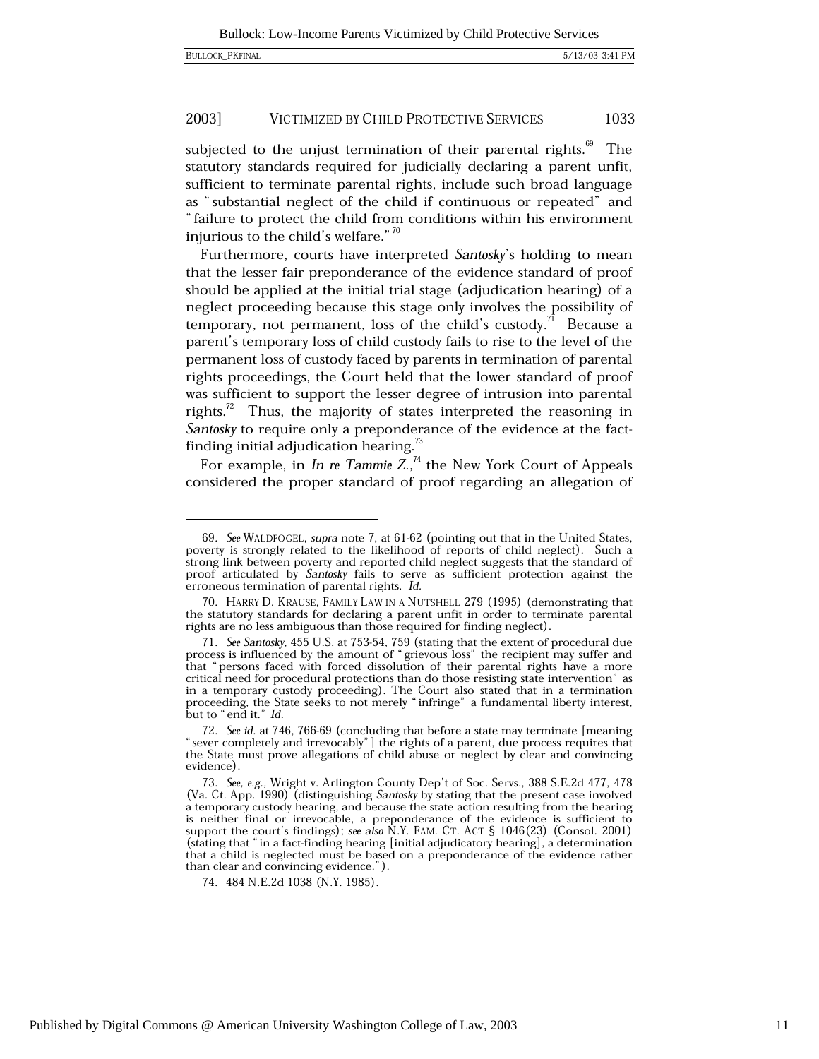subjected to the unjust termination of their parental rights.[69] The statutory standards required for judicially declaring a parent unfit, sufficient to terminate parental rights, include such broad language as "substantial neglect of the child if continuous or repeated" and "failure to protect the child from conditions within his environment injurious to the child's welfare."[70]

Furthermore, courts have interpreted *Santosky*'s holding to mean that the lesser fair preponderance of the evidence standard of proof should be applied at the initial trial stage (adjudication hearing) of a neglect proceeding because this stage only involves the possibility of temporary, not permanent, loss of the child's custody.[71] Because a parent's temporary loss of child custody fails to rise to the level of the permanent loss of custody faced by parents in termination of parental rights proceedings, the Court held that the lower standard of proof was sufficient to support the lesser degree of intrusion into parental rights.[72] Thus, the majority of states interpreted the reasoning in *Santosky* to require only a preponderance of the evidence at the fact-finding initial adjudication hearing.[73]

For example, in *In re Tammie Z.*,[74] the New York Court of Appeals considered the proper standard of proof regarding an allegation of

---

69. *See* WALDFOGEL, *supra* note 7, at 61-62 (pointing out that in the United States, poverty is strongly related to the likelihood of reports of child neglect). Such a strong link between poverty and reported child neglect suggests that the standard of proof articulated by *Santosky* fails to serve as sufficient protection against the erroneous termination of parental rights. *Id.*

70. HARRY D. KRAUSE, FAMILY LAW IN A NUTSHELL 279 (1995) (demonstrating that the statutory standards for declaring a parent unfit in order to terminate parental rights are no less ambiguous than those required for finding neglect).

71. *See Santosky*, 455 U.S. at 753-54, 759 (stating that the extent of procedural due process is influenced by the amount of "grievous loss" the recipient may suffer and that "persons faced with forced dissolution of their parental rights have a more critical need for procedural protections than do those resisting state intervention" as in a temporary custody proceeding). The Court also stated that in a termination proceeding, the State seeks to not merely "infringe" a fundamental liberty interest, but to "end it." *Id.*

72. *See id.* at 746, 766-69 (concluding that before a state may terminate [meaning "sever completely and irrevocably"] the rights of a parent, due process requires that the State must prove allegations of child abuse or neglect by clear and convincing evidence).

73. *See, e.g.*, Wright v. Arlington County Dep't of Soc. Servs., 388 S.E.2d 477, 478 (Va. Ct. App. 1990) (distinguishing *Santosky* by stating that the present case involved a temporary custody hearing, and because the state action resulting from the hearing is neither final or irrevocable, a preponderance of the evidence is sufficient to support the court's findings); *see also* N.Y. FAM. CT. ACT § 1046(23) (Consol. 2001) (stating that "in a fact-finding hearing [initial adjudicatory hearing], a determination that a child is neglected must be based on a preponderance of the evidence rather than clear and convincing evidence.").

74. 484 N.E.2d 1038 (N.Y. 1985).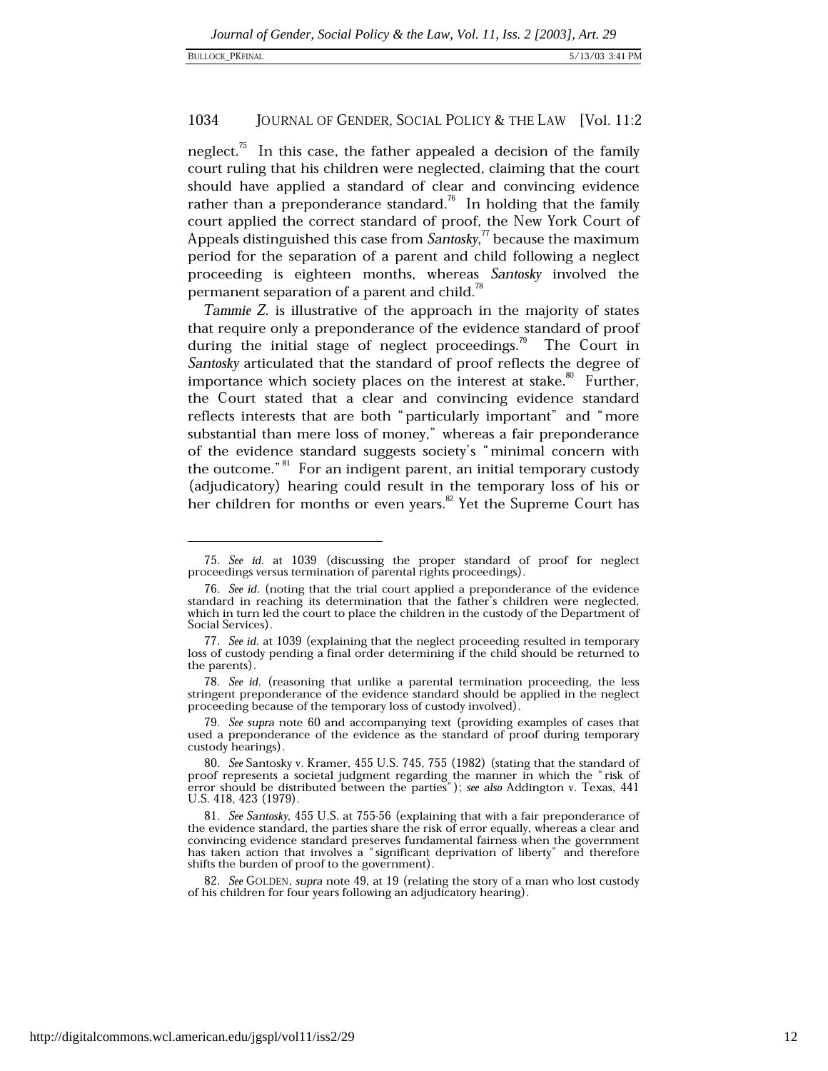neglect.[75] In this case, the father appealed a decision of the family court ruling that his children were neglected, claiming that the court should have applied a standard of clear and convincing evidence rather than a preponderance standard.[76] In holding that the family court applied the correct standard of proof, the New York Court of Appeals distinguished this case from *Santosky*,[77] because the maximum period for the separation of a parent and child following a neglect proceeding is eighteen months, whereas *Santosky* involved the permanent separation of a parent and child.[78]

*Tammie Z.* is illustrative of the approach in the majority of states that require only a preponderance of the evidence standard of proof during the initial stage of neglect proceedings.[79] The Court in *Santosky* articulated that the standard of proof reflects the degree of importance which society places on the interest at stake.[80] Further, the Court stated that a clear and convincing evidence standard reflects interests that are both "particularly important" and "more substantial than mere loss of money," whereas a fair preponderance of the evidence standard suggests society's "minimal concern with the outcome."[81] For an indigent parent, an initial temporary custody (adjudicatory) hearing could result in the temporary loss of his or her children for months or even years.[82] Yet the Supreme Court has

---

75. *See id.* at 1039 (discussing the proper standard of proof for neglect proceedings versus termination of parental rights proceedings).

76. *See id.* (noting that the trial court applied a preponderance of the evidence standard in reaching its determination that the father's children were neglected, which in turn led the court to place the children in the custody of the Department of Social Services).

77. *See id.* at 1039 (explaining that the neglect proceeding resulted in temporary loss of custody pending a final order determining if the child should be returned to the parents).

78. *See id.* (reasoning that unlike a parental termination proceeding, the less stringent preponderance of the evidence standard should be applied in the neglect proceeding because of the temporary loss of custody involved).

79. *See supra* note 60 and accompanying text (providing examples of cases that used a preponderance of the evidence as the standard of proof during temporary custody hearings).

80. *See* Santosky v. Kramer, 455 U.S. 745, 755 (1982) (stating that the standard of proof represents a societal judgment regarding the manner in which the "risk of error should be distributed between the parties"); *see also* Addington v. Texas, 441 U.S. 418, 423 (1979).

81. *See Santosky*, 455 U.S. at 755-56 (explaining that with a fair preponderance of the evidence standard, the parties share the risk of error equally, whereas a clear and convincing evidence standard preserves fundamental fairness when the government has taken action that involves a "significant deprivation of liberty" and therefore shifts the burden of proof to the government).

82. *See* GOLDEN, *supra* note 49, at 19 (relating the story of a man who lost custody of his children for four years following an adjudicatory hearing).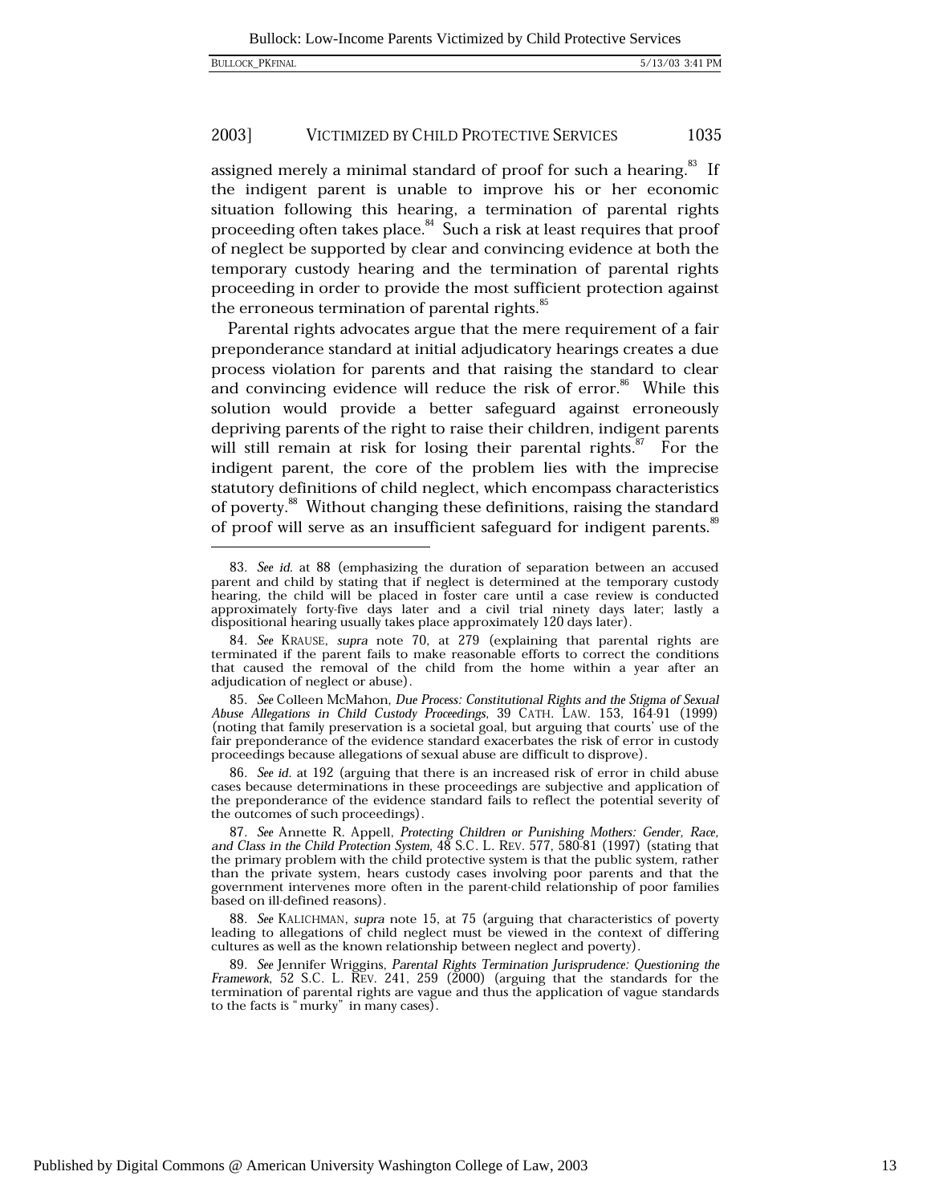assigned merely a minimal standard of proof for such a hearing.[83] If the indigent parent is unable to improve his or her economic situation following this hearing, a termination of parental rights proceeding often takes place.[84] Such a risk at least requires that proof of neglect be supported by clear and convincing evidence at both the temporary custody hearing and the termination of parental rights proceeding in order to provide the most sufficient protection against the erroneous termination of parental rights.[85]

Parental rights advocates argue that the mere requirement of a fair preponderance standard at initial adjudicatory hearings creates a due process violation for parents and that raising the standard to clear and convincing evidence will reduce the risk of error.[86] While this solution would provide a better safeguard against erroneously depriving parents of the right to raise their children, indigent parents will still remain at risk for losing their parental rights.[87] For the indigent parent, the core of the problem lies with the imprecise statutory definitions of child neglect, which encompass characteristics of poverty.[88] Without changing these definitions, raising the standard of proof will serve as an insufficient safeguard for indigent parents.[89]

---

83. *See id.* at 88 (emphasizing the duration of separation between an accused parent and child by stating that if neglect is determined at the temporary custody hearing, the child will be placed in foster care until a case review is conducted approximately forty-five days later and a civil trial ninety days later; lastly a dispositional hearing usually takes place approximately 120 days later).

84. *See* KRAUSE, *supra* note 70, at 279 (explaining that parental rights are terminated if the parent fails to make reasonable efforts to correct the conditions that caused the removal of the child from the home within a year after an adjudication of neglect or abuse).

85. *See* Colleen McMahon, *Due Process: Constitutional Rights and the Stigma of Sexual Abuse Allegations in Child Custody Proceedings*, 39 CATH. LAW. 153, 164-91 (1999) (noting that family preservation is a societal goal, but arguing that courts' use of the fair preponderance of the evidence standard exacerbates the risk of error in custody proceedings because allegations of sexual abuse are difficult to disprove).

86. *See id.* at 192 (arguing that there is an increased risk of error in child abuse cases because determinations in these proceedings are subjective and application of the preponderance of the evidence standard fails to reflect the potential severity of the outcomes of such proceedings).

87. *See* Annette R. Appell, *Protecting Children or Punishing Mothers: Gender, Race, and Class in the Child Protection System*, 48 S.C. L. REV. 577, 580-81 (1997) (stating that the primary problem with the child protective system is that the public system, rather than the private system, hears custody cases involving poor parents and that the government intervenes more often in the parent-child relationship of poor families based on ill-defined reasons).

88. *See* KALICHMAN, *supra* note 15, at 75 (arguing that characteristics of poverty leading to allegations of child neglect must be viewed in the context of differing cultures as well as the known relationship between neglect and poverty).

89. *See* Jennifer Wriggins, *Parental Rights Termination Jurisprudence: Questioning the Framework*, 52 S.C. L. REV. 241, 259 (2000) (arguing that the standards for the termination of parental rights are vague and thus the application of vague standards to the facts is "murky" in many cases).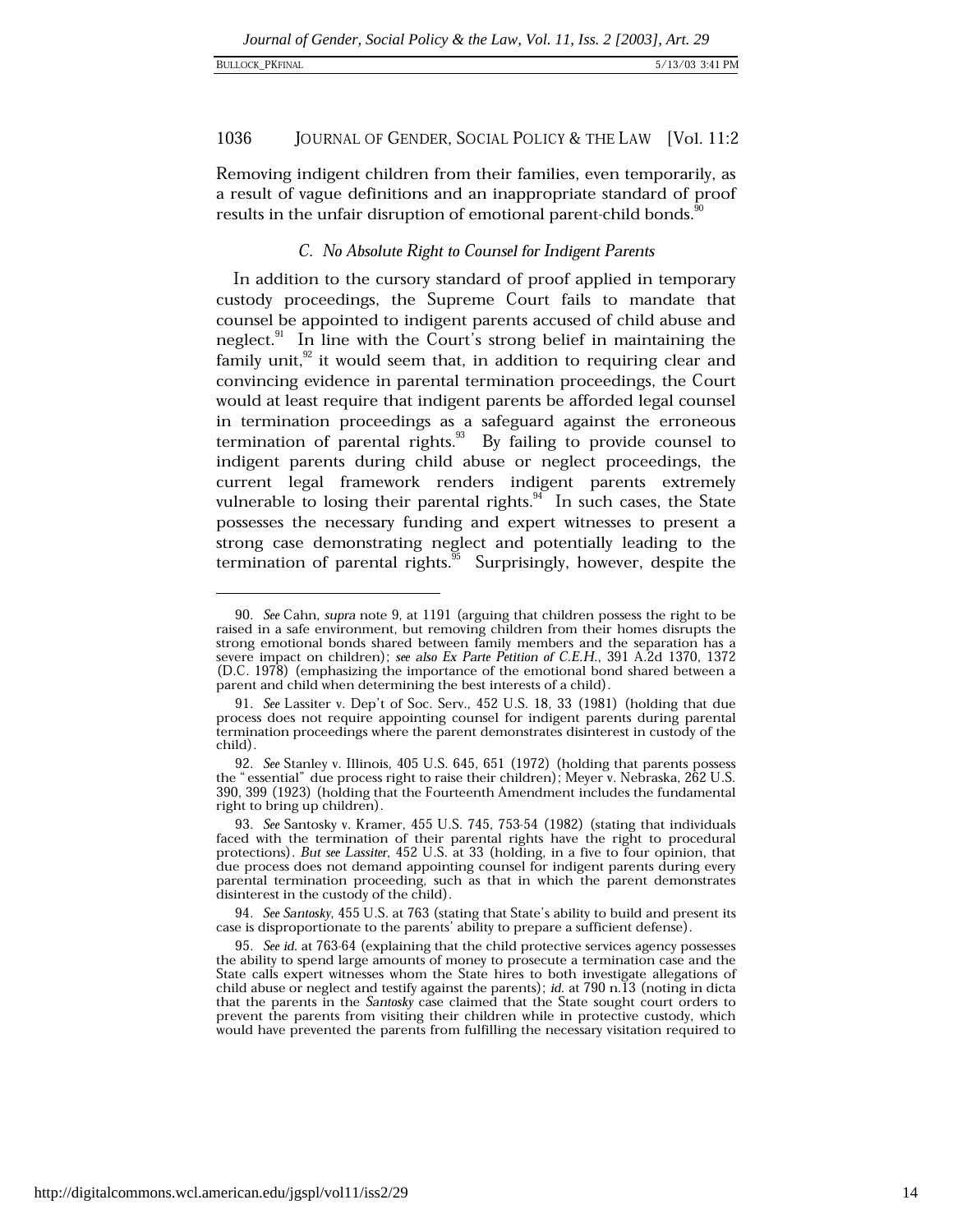Removing indigent children from their families, even temporarily, as a result of vague definitions and an inappropriate standard of proof results in the unfair disruption of emotional parent-child bonds.[90]

### *C. No Absolute Right to Counsel for Indigent Parents*

In addition to the cursory standard of proof applied in temporary custody proceedings, the Supreme Court fails to mandate that counsel be appointed to indigent parents accused of child abuse and neglect.[91] In line with the Court's strong belief in maintaining the family unit,[92] it would seem that, in addition to requiring clear and convincing evidence in parental termination proceedings, the Court would at least require that indigent parents be afforded legal counsel in termination proceedings as a safeguard against the erroneous termination of parental rights.[93] By failing to provide counsel to indigent parents during child abuse or neglect proceedings, the current legal framework renders indigent parents extremely vulnerable to losing their parental rights.[94] In such cases, the State possesses the necessary funding and expert witnesses to present a strong case demonstrating neglect and potentially leading to the termination of parental rights.[95] Surprisingly, however, despite the

---

90. *See* Cahn, *supra* note 9, at 1191 (arguing that children possess the right to be raised in a safe environment, but removing children from their homes disrupts the strong emotional bonds shared between family members and the separation has a severe impact on children); *see also Ex Parte Petition of C.E.H.*, 391 A.2d 1370, 1372 (D.C. 1978) (emphasizing the importance of the emotional bond shared between a parent and child when determining the best interests of a child).

91. *See* Lassiter v. Dep't of Soc. Serv., 452 U.S. 18, 33 (1981) (holding that due process does not require appointing counsel for indigent parents during parental termination proceedings where the parent demonstrates disinterest in custody of the child).

92. *See* Stanley v. Illinois, 405 U.S. 645, 651 (1972) (holding that parents possess the "essential" due process right to raise their children); Meyer v. Nebraska, 262 U.S. 390, 399 (1923) (holding that the Fourteenth Amendment includes the fundamental right to bring up children).

93. *See* Santosky v. Kramer, 455 U.S. 745, 753-54 (1982) (stating that individuals faced with the termination of their parental rights have the right to procedural protections). *But see Lassiter*, 452 U.S. at 33 (holding, in a five to four opinion, that due process does not demand appointing counsel for indigent parents during every parental termination proceeding, such as that in which the parent demonstrates disinterest in the custody of the child).

94. *See Santosky*, 455 U.S. at 763 (stating that State's ability to build and present its case is disproportionate to the parents' ability to prepare a sufficient defense).

95. *See id.* at 763-64 (explaining that the child protective services agency possesses the ability to spend large amounts of money to prosecute a termination case and the State calls expert witnesses whom the State hires to both investigate allegations of child abuse or neglect and testify against the parents); *id.* at 790 n.13 (noting in dicta that the parents in the *Santosky* case claimed that the State sought court orders to prevent the parents from visiting their children while in protective custody, which would have prevented the parents from fulfilling the necessary visitation required to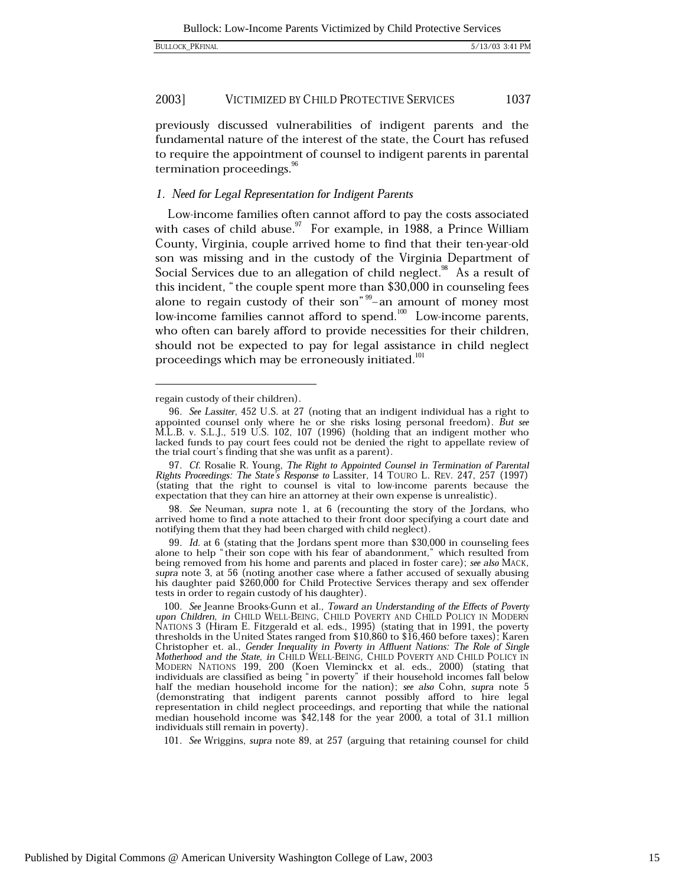previously discussed vulnerabilities of indigent parents and the fundamental nature of the interest of the state, the Court has refused to require the appointment of counsel to indigent parents in parental termination proceedings.[96]

### *1. Need for Legal Representation for Indigent Parents*

Low-income families often cannot afford to pay the costs associated with cases of child abuse.[97] For example, in 1988, a Prince William County, Virginia, couple arrived home to find that their ten-year-old son was missing and in the custody of the Virginia Department of Social Services due to an allegation of child neglect.[98] As a result of this incident, "the couple spent more than $30,000 in counseling fees alone to regain custody of their son"[99]–an amount of money most low-income families cannot afford to spend.[100] Low-income parents, who often can barely afford to provide necessities for their children, should not be expected to pay for legal assistance in child neglect proceedings which may be erroneously initiated.[101]

---

regain custody of their children).

96. *See Lassiter*, 452 U.S. at 27 (noting that an indigent individual has a right to appointed counsel only where he or she risks losing personal freedom). *But see* M.L.B. v. S.L.J., 519 U.S. 102, 107 (1996) (holding that an indigent mother who lacked funds to pay court fees could not be denied the right to appellate review of the trial court's finding that she was unfit as a parent).

97. *Cf.* Rosalie R. Young, *The Right to Appointed Counsel in Termination of Parental Rights Proceedings: The State's Response to* Lassiter, 14 TOURO L. REV. 247, 257 (1997) (stating that the right to counsel is vital to low-income parents because the expectation that they can hire an attorney at their own expense is unrealistic).

98. *See* Neuman, *supra* note 1, at 6 (recounting the story of the Jordans, who arrived home to find a note attached to their front door specifying a court date and notifying them that they had been charged with child neglect).

99. *Id.* at 6 (stating that the Jordans spent more than $30,000 in counseling fees alone to help "their son cope with his fear of abandonment," which resulted from being removed from his home and parents and placed in foster care); *see also* MACK, *supra* note 3, at 56 (noting another case where a father accused of sexually abusing his daughter paid $260,000 for Child Protective Services therapy and sex offender tests in order to regain custody of his daughter).

100. *See* Jeanne Brooks-Gunn et al., *Toward an Understanding of the Effects of Poverty upon Children*, *in* CHILD WELL-BEING, CHILD POVERTY AND CHILD POLICY IN MODERN NATIONS 3 (Hiram E. Fitzgerald et al. eds., 1995) (stating that in 1991, the poverty thresholds in the United States ranged from $10,860 to $16,460 before taxes); Karen Christopher et. al., *Gender Inequality in Poverty in Affluent Nations: The Role of Single Motherhood and the State*, *in* CHILD WELL-BEING, CHILD POVERTY AND CHILD POLICY IN MODERN NATIONS 199, 200 (Koen Vleminckx et al. eds., 2000) (stating that individuals are classified as being "in poverty" if their household incomes fall below half the median household income for the nation); *see also* Cohn, *supra* note 5 (demonstrating that indigent parents cannot possibly afford to hire legal representation in child neglect proceedings, and reporting that while the national median household income was $42,148 for the year 2000, a total of 31.1 million individuals still remain in poverty).

101. *See* Wriggins, *supra* note 89, at 257 (arguing that retaining counsel for child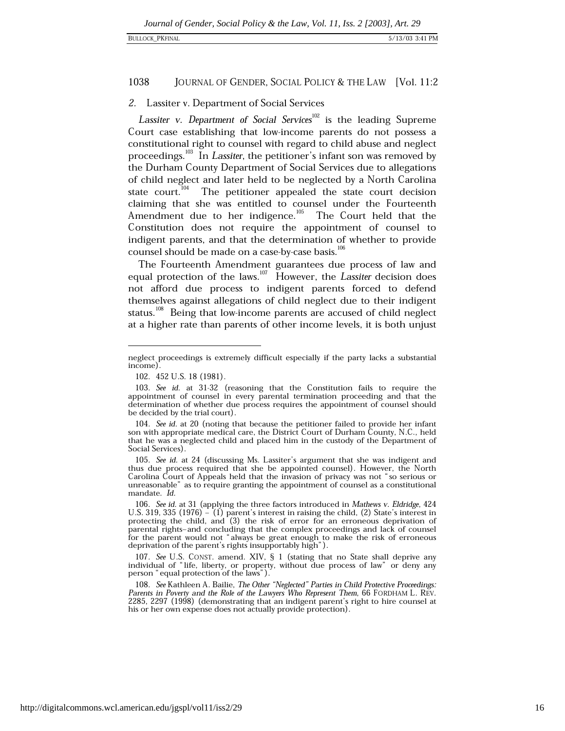### 2. Lassiter v. Department of Social Services

*Lassiter v. Department of Social Services*[102] is the leading Supreme Court case establishing that low-income parents do not possess a constitutional right to counsel with regard to child abuse and neglect proceedings.[103] In *Lassiter*, the petitioner's infant son was removed by the Durham County Department of Social Services due to allegations of child neglect and later held to be neglected by a North Carolina state court.[104] The petitioner appealed the state court decision claiming that she was entitled to counsel under the Fourteenth Amendment due to her indigence.[105] The Court held that the Constitution does not require the appointment of counsel to indigent parents, and that the determination of whether to provide counsel should be made on a case-by-case basis.[106]

The Fourteenth Amendment guarantees due process of law and equal protection of the laws.[107] However, the *Lassiter* decision does not afford due process to indigent parents forced to defend themselves against allegations of child neglect due to their indigent status.[108] Being that low-income parents are accused of child neglect at a higher rate than parents of other income levels, it is both unjust

---

neglect proceedings is extremely difficult especially if the party lacks a substantial income).

102. 452 U.S. 18 (1981).

103. *See id.* at 31-32 (reasoning that the Constitution fails to require the appointment of counsel in every parental termination proceeding and that the determination of whether due process requires the appointment of counsel should be decided by the trial court).

104. *See id.* at 20 (noting that because the petitioner failed to provide her infant son with appropriate medical care, the District Court of Durham County, N.C., held that he was a neglected child and placed him in the custody of the Department of Social Services).

105. *See id.* at 24 (discussing Ms. Lassiter's argument that she was indigent and thus due process required that she be appointed counsel). However, the North Carolina Court of Appeals held that the invasion of privacy was not "so serious or unreasonable" as to require granting the appointment of counsel as a constitutional mandate. *Id.*

106. *See id.* at 31 (applying the three factors introduced in *Mathews v. Eldridge*, 424 U.S. 319, 335 (1976) – (1) parent's interest in raising the child, (2) State's interest in protecting the child, and (3) the risk of error for an erroneous deprivation of parental rights–and concluding that the complex proceedings and lack of counsel for the parent would not "always be great enough to make the risk of erroneous deprivation of the parent's rights insupportably high").

107. *See* U.S. CONST. amend. XIV, § 1 (stating that no State shall deprive any individual of "life, liberty, or property, without due process of law" or deny any person "equal protection of the laws").

108. *See* Kathleen A. Bailie, *The Other "Neglected" Parties in Child Protective Proceedings: Parents in Poverty and the Role of the Lawyers Who Represent Them*, 66 FORDHAM L. REV. 2285, 2297 (1998) (demonstrating that an indigent parent's right to hire counsel at his or her own expense does not actually provide protection).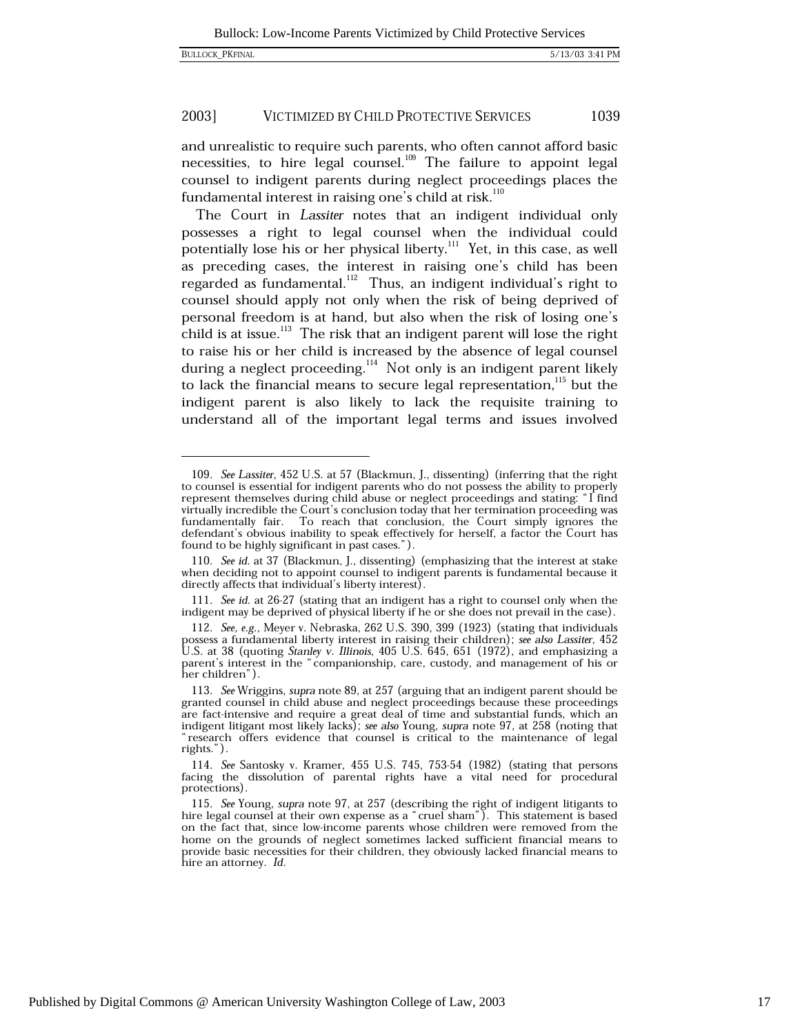and unrealistic to require such parents, who often cannot afford basic necessities, to hire legal counsel.[109] The failure to appoint legal counsel to indigent parents during neglect proceedings places the fundamental interest in raising one's child at risk.[110]

The Court in *Lassiter* notes that an indigent individual only possesses a right to legal counsel when the individual could potentially lose his or her physical liberty.[111] Yet, in this case, as well as preceding cases, the interest in raising one's child has been regarded as fundamental.[112] Thus, an indigent individual's right to counsel should apply not only when the risk of being deprived of personal freedom is at hand, but also when the risk of losing one's child is at issue.[113] The risk that an indigent parent will lose the right to raise his or her child is increased by the absence of legal counsel during a neglect proceeding.[114] Not only is an indigent parent likely to lack the financial means to secure legal representation,[115] but the indigent parent is also likely to lack the requisite training to understand all of the important legal terms and issues involved

---

109. *See Lassiter*, 452 U.S. at 57 (Blackmun, J., dissenting) (inferring that the right to counsel is essential for indigent parents who do not possess the ability to properly represent themselves during child abuse or neglect proceedings and stating: "I find virtually incredible the Court's conclusion today that her termination proceeding was fundamentally fair. To reach that conclusion, the Court simply ignores the defendant's obvious inability to speak effectively for herself, a factor the Court has found to be highly significant in past cases.").

110. *See id.* at 37 (Blackmun, J., dissenting) (emphasizing that the interest at stake when deciding not to appoint counsel to indigent parents is fundamental because it directly affects that individual's liberty interest).

111. *See id.* at 26-27 (stating that an indigent has a right to counsel only when the indigent may be deprived of physical liberty if he or she does not prevail in the case).

112. *See, e.g.*, Meyer v. Nebraska, 262 U.S. 390, 399 (1923) (stating that individuals possess a fundamental liberty interest in raising their children); *see also Lassiter*, 452 U.S. at 38 (quoting *Stanley v. Illinois*, 405 U.S. 645, 651 (1972), and emphasizing a parent's interest in the "companionship, care, custody, and management of his or her children").

113. *See* Wriggins, *supra* note 89, at 257 (arguing that an indigent parent should be granted counsel in child abuse and neglect proceedings because these proceedings are fact-intensive and require a great deal of time and substantial funds, which an indigent litigant most likely lacks); *see also* Young, *supra* note 97, at 258 (noting that "research offers evidence that counsel is critical to the maintenance of legal rights.").

114. *See* Santosky v. Kramer, 455 U.S. 745, 753-54 (1982) (stating that persons facing the dissolution of parental rights have a vital need for procedural protections).

115. *See* Young, *supra* note 97, at 257 (describing the right of indigent litigants to hire legal counsel at their own expense as a "cruel sham"). This statement is based on the fact that, since low-income parents whose children were removed from the home on the grounds of neglect sometimes lacked sufficient financial means to provide basic necessities for their children, they obviously lacked financial means to hire an attorney. *Id.*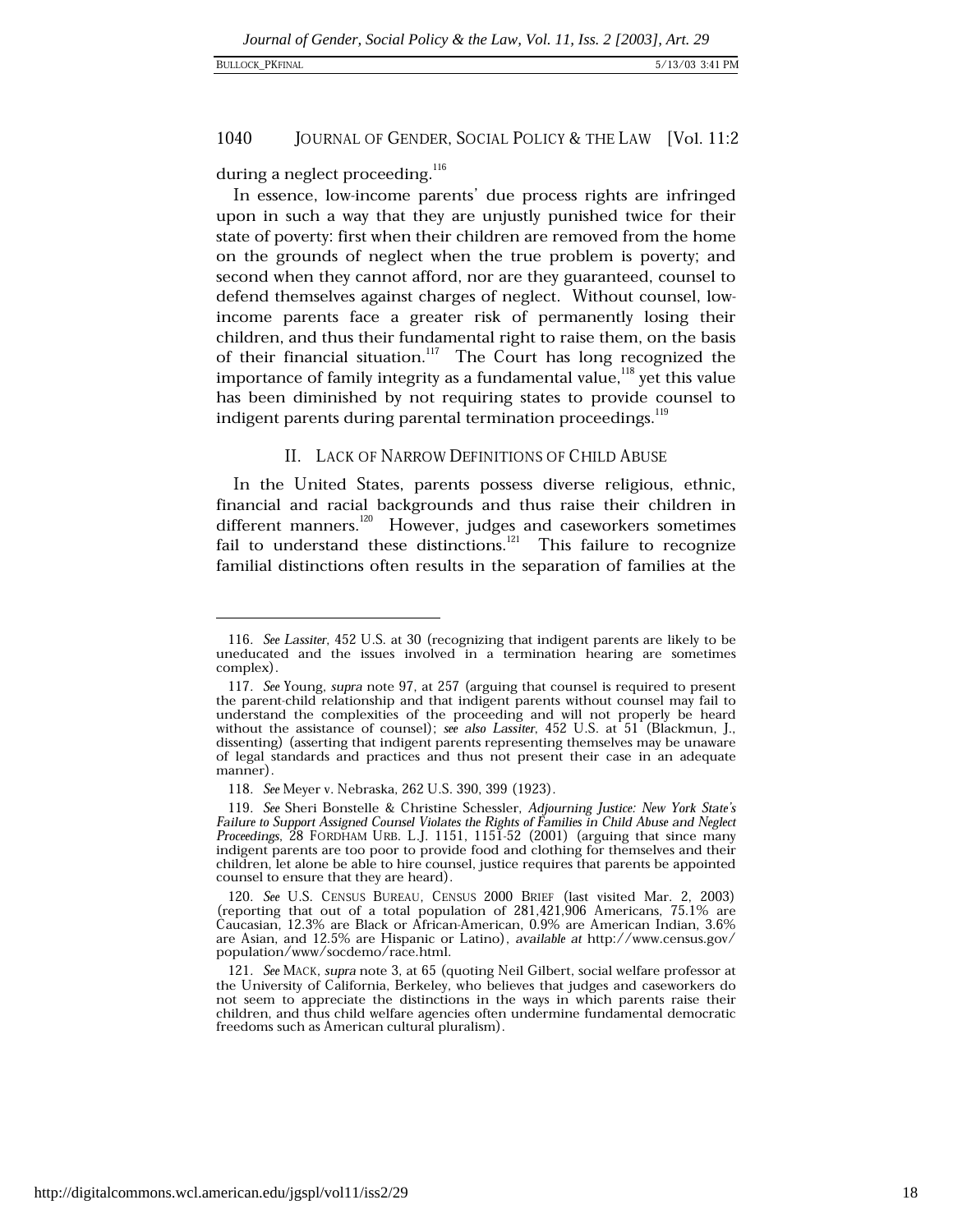during a neglect proceeding.[116]

In essence, low-income parents' due process rights are infringed upon in such a way that they are unjustly punished twice for their state of poverty: first when their children are removed from the home on the grounds of neglect when the true problem is poverty; and second when they cannot afford, nor are they guaranteed, counsel to defend themselves against charges of neglect. Without counsel, low-income parents face a greater risk of permanently losing their children, and thus their fundamental right to raise them, on the basis of their financial situation.[117] The Court has long recognized the importance of family integrity as a fundamental value,[118] yet this value has been diminished by not requiring states to provide counsel to indigent parents during parental termination proceedings.[119]

## II. LACK OF NARROW DEFINITIONS OF CHILD ABUSE

In the United States, parents possess diverse religious, ethnic, financial and racial backgrounds and thus raise their children in different manners.[120] However, judges and caseworkers sometimes fail to understand these distinctions.[121] This failure to recognize familial distinctions often results in the separation of families at the

---

116. *See Lassiter*, 452 U.S. at 30 (recognizing that indigent parents are likely to be uneducated and the issues involved in a termination hearing are sometimes complex).

117. *See* Young, *supra* note 97, at 257 (arguing that counsel is required to present the parent-child relationship and that indigent parents without counsel may fail to understand the complexities of the proceeding and will not properly be heard without the assistance of counsel); *see also Lassiter*, 452 U.S. at 51 (Blackmun, J., dissenting) (asserting that indigent parents representing themselves may be unaware of legal standards and practices and thus not present their case in an adequate manner).

118. *See* Meyer v. Nebraska, 262 U.S. 390, 399 (1923).

119. *See* Sheri Bonstelle & Christine Schessler, *Adjourning Justice: New York State's Failure to Support Assigned Counsel Violates the Rights of Families in Child Abuse and Neglect Proceedings*, 28 FORDHAM URB. L.J. 1151, 1151-52 (2001) (arguing that since many indigent parents are too poor to provide food and clothing for themselves and their children, let alone be able to hire counsel, justice requires that parents be appointed counsel to ensure that they are heard).

120. *See* U.S. CENSUS BUREAU, CENSUS 2000 BRIEF (last visited Mar. 2, 2003) (reporting that out of a total population of 281,421,906 Americans, 75.1% are Caucasian, 12.3% are Black or African-American, 0.9% are American Indian, 3.6% are Asian, and 12.5% are Hispanic or Latino), *available at* http://www.census.gov/population/www/socdemo/race.html.

121. *See* MACK, *supra* note 3, at 65 (quoting Neil Gilbert, social welfare professor at the University of California, Berkeley, who believes that judges and caseworkers do not seem to appreciate the distinctions in the ways in which parents raise their children, and thus child welfare agencies often undermine fundamental democratic freedoms such as American cultural pluralism).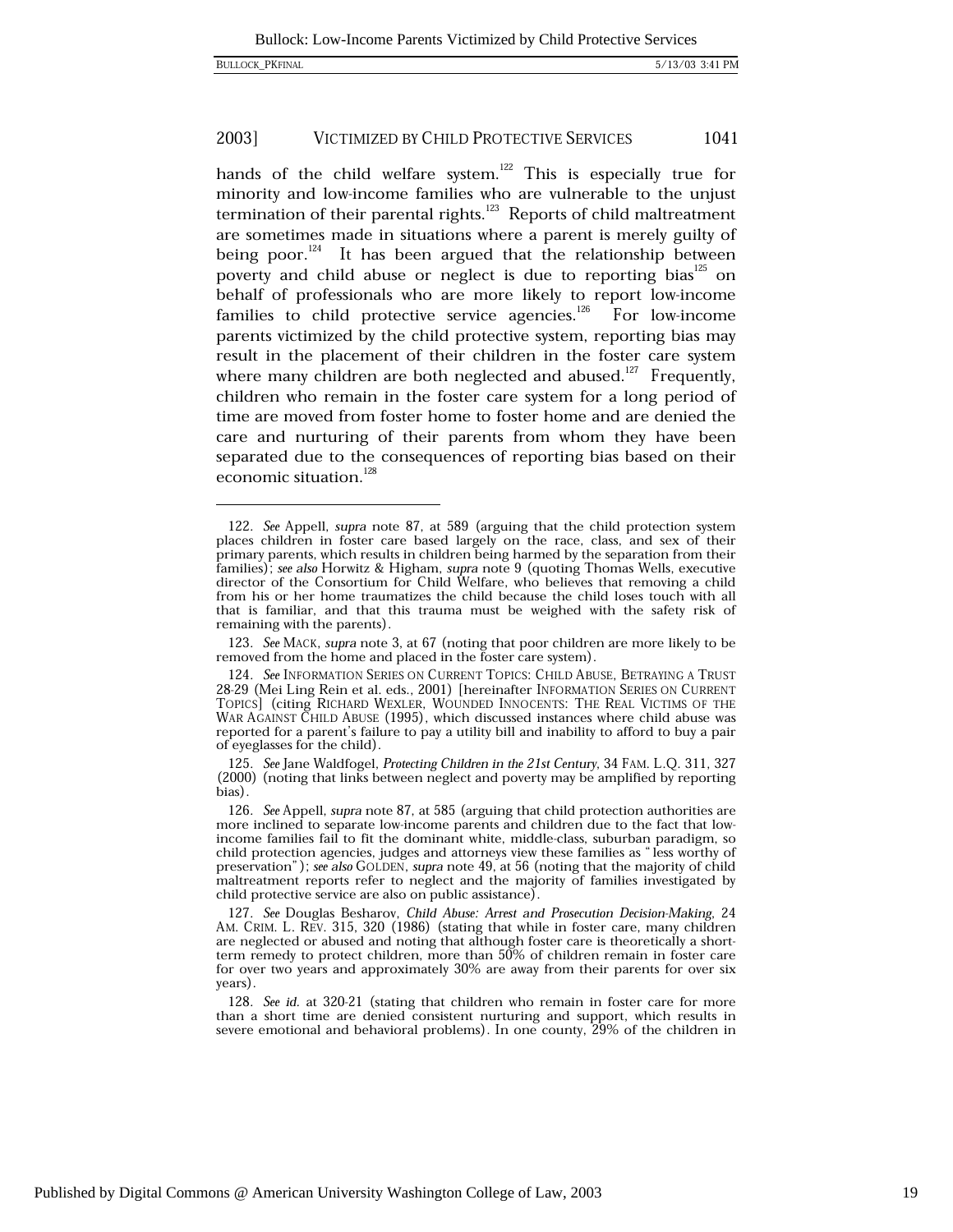hands of the child welfare system.[122] This is especially true for minority and low-income families who are vulnerable to the unjust termination of their parental rights.[123] Reports of child maltreatment are sometimes made in situations where a parent is merely guilty of being poor.[124] It has been argued that the relationship between poverty and child abuse or neglect is due to reporting bias[125] on behalf of professionals who are more likely to report low-income families to child protective service agencies.[126] For low-income parents victimized by the child protective system, reporting bias may result in the placement of their children in the foster care system where many children are both neglected and abused.[127] Frequently, children who remain in the foster care system for a long period of time are moved from foster home to foster home and are denied the care and nurturing of their parents from whom they have been separated due to the consequences of reporting bias based on their economic situation.[128]

---

122. *See* Appell, *supra* note 87, at 589 (arguing that the child protection system places children in foster care based largely on the race, class, and sex of their primary parents, which results in children being harmed by the separation from their families); *see also* Horwitz & Higham, *supra* note 9 (quoting Thomas Wells, executive director of the Consortium for Child Welfare, who believes that removing a child from his or her home traumatizes the child because the child loses touch with all that is familiar, and that this trauma must be weighed with the safety risk of remaining with the parents).

123. *See* MACK, *supra* note 3, at 67 (noting that poor children are more likely to be removed from the home and placed in the foster care system).

124. *See* INFORMATION SERIES ON CURRENT TOPICS: CHILD ABUSE, BETRAYING A TRUST 28-29 (Mei Ling Rein et al. eds., 2001) [hereinafter INFORMATION SERIES ON CURRENT TOPICS] (citing RICHARD WEXLER, WOUNDED INNOCENTS: THE REAL VICTIMS OF THE WAR AGAINST CHILD ABUSE (1995), which discussed instances where child abuse was reported for a parent's failure to pay a utility bill and inability to afford to buy a pair of eyeglasses for the child).

125. *See* Jane Waldfogel, *Protecting Children in the 21st Century*, 34 FAM. L.Q. 311, 327 (2000) (noting that links between neglect and poverty may be amplified by reporting bias).

126. *See* Appell, *supra* note 87, at 585 (arguing that child protection authorities are more inclined to separate low-income parents and children due to the fact that low-income families fail to fit the dominant white, middle-class, suburban paradigm, so child protection agencies, judges and attorneys view these families as "less worthy of preservation"); *see also* GOLDEN, *supra* note 49, at 56 (noting that the majority of child maltreatment reports refer to neglect and the majority of families investigated by child protective service are also on public assistance).

127. *See* Douglas Besharov, *Child Abuse: Arrest and Prosecution Decision-Making*, 24 AM. CRIM. L. REV. 315, 320 (1986) (stating that while in foster care, many children are neglected or abused and noting that although foster care is theoretically a short-term remedy to protect children, more than 50% of children remain in foster care for over two years and approximately 30% are away from their parents for over six years).

128. *See id.* at 320-21 (stating that children who remain in foster care for more than a short time are denied consistent nurturing and support, which results in severe emotional and behavioral problems). In one county, 29% of the children in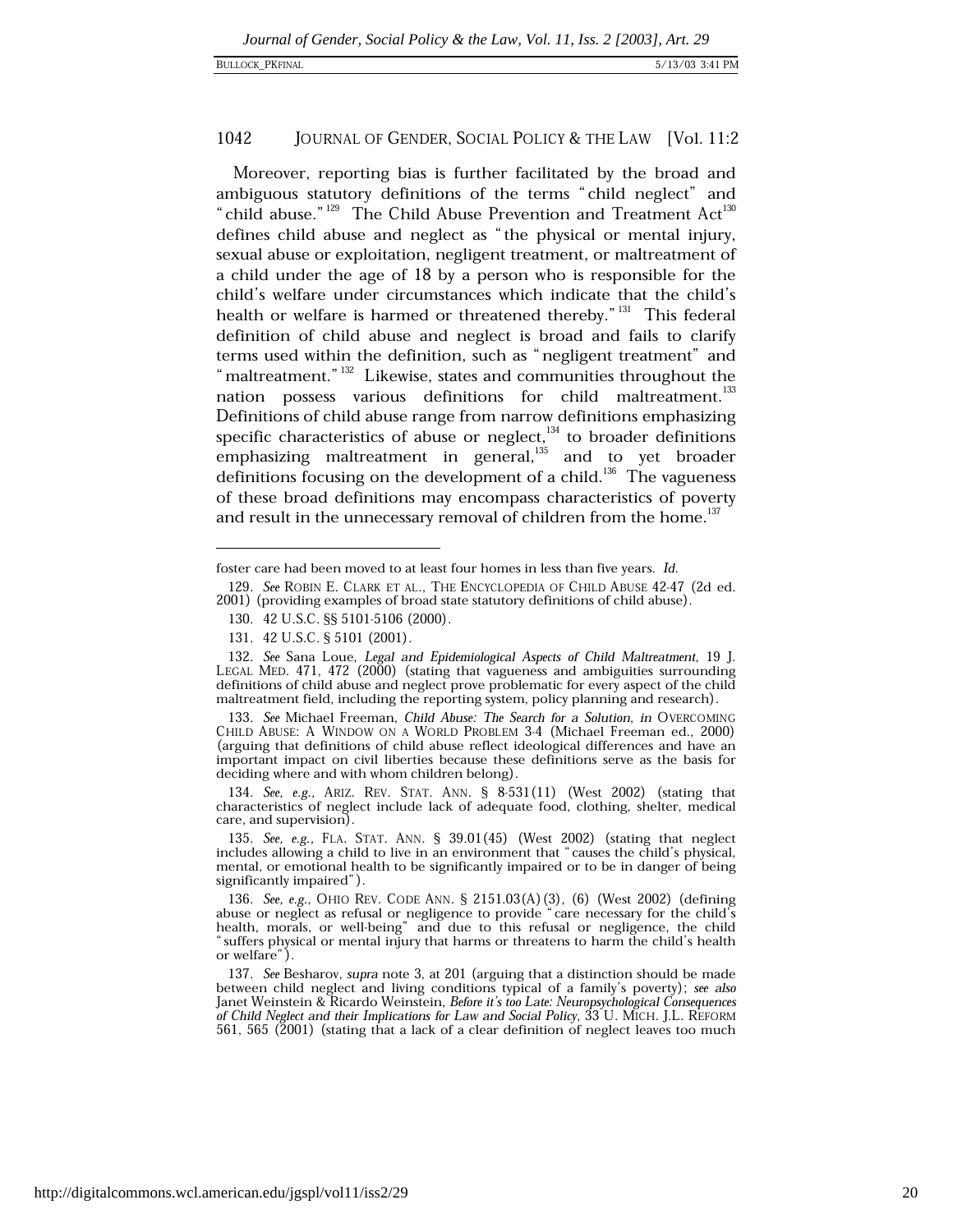Moreover, reporting bias is further facilitated by the broad and ambiguous statutory definitions of the terms "child neglect" and "child abuse."[129] The Child Abuse Prevention and Treatment Act[130] defines child abuse and neglect as "the physical or mental injury, sexual abuse or exploitation, negligent treatment, or maltreatment of a child under the age of 18 by a person who is responsible for the child's welfare under circumstances which indicate that the child's health or welfare is harmed or threatened thereby."[131] This federal definition of child abuse and neglect is broad and fails to clarify terms used within the definition, such as "negligent treatment" and "maltreatment."[132] Likewise, states and communities throughout the nation possess various definitions for child maltreatment.[133] Definitions of child abuse range from narrow definitions emphasizing specific characteristics of abuse or neglect,[134] to broader definitions emphasizing maltreatment in general,[135] and to yet broader definitions focusing on the development of a child.[136] The vagueness of these broad definitions may encompass characteristics of poverty and result in the unnecessary removal of children from the home.[137]

---

foster care had been moved to at least four homes in less than five years. *Id.*

129. *See* ROBIN E. CLARK ET AL., THE ENCYCLOPEDIA OF CHILD ABUSE 42-47 (2d ed. 2001) (providing examples of broad state statutory definitions of child abuse).

130. 42 U.S.C. §§ 5101-5106 (2000).

131. 42 U.S.C. § 5101 (2001).

132. *See* Sana Loue, *Legal and Epidemiological Aspects of Child Maltreatment*, 19 J. LEGAL MED. 471, 472 (2000) (stating that vagueness and ambiguities surrounding definitions of child abuse and neglect prove problematic for every aspect of the child maltreatment field, including the reporting system, policy planning and research).

133. *See* Michael Freeman, *Child Abuse: The Search for a Solution*, *in* OVERCOMING CHILD ABUSE: A WINDOW ON A WORLD PROBLEM 3-4 (Michael Freeman ed., 2000) (arguing that definitions of child abuse reflect ideological differences and have an important impact on civil liberties because these definitions serve as the basis for deciding where and with whom children belong).

134. *See, e.g.*, ARIZ. REV. STAT. ANN. § 8-531(11) (West 2002) (stating that characteristics of neglect include lack of adequate food, clothing, shelter, medical care, and supervision).

135. *See, e.g.*, FLA. STAT. ANN. § 39.01(45) (West 2002) (stating that neglect includes allowing a child to live in an environment that "causes the child's physical, mental, or emotional health to be significantly impaired or to be in danger of being significantly impaired").

136. *See, e.g.*, OHIO REV. CODE ANN. § 2151.03(A)(3), (6) (West 2002) (defining abuse or neglect as refusal or negligence to provide "care necessary for the child's health, morals, or well-being" and due to this refusal or negligence, the child "suffers physical or mental injury that harms or threatens to harm the child's health or welfare").

137. *See* Besharov, *supra* note 3, at 201 (arguing that a distinction should be made between child neglect and living conditions typical of a family's poverty); *see also* Janet Weinstein & Ricardo Weinstein, *Before it's too Late: Neuropsychological Consequences of Child Neglect and their Implications for Law and Social Policy*, 33 U. MICH. J.L. REFORM 561, 565 (2001) (stating that a lack of a clear definition of neglect leaves too much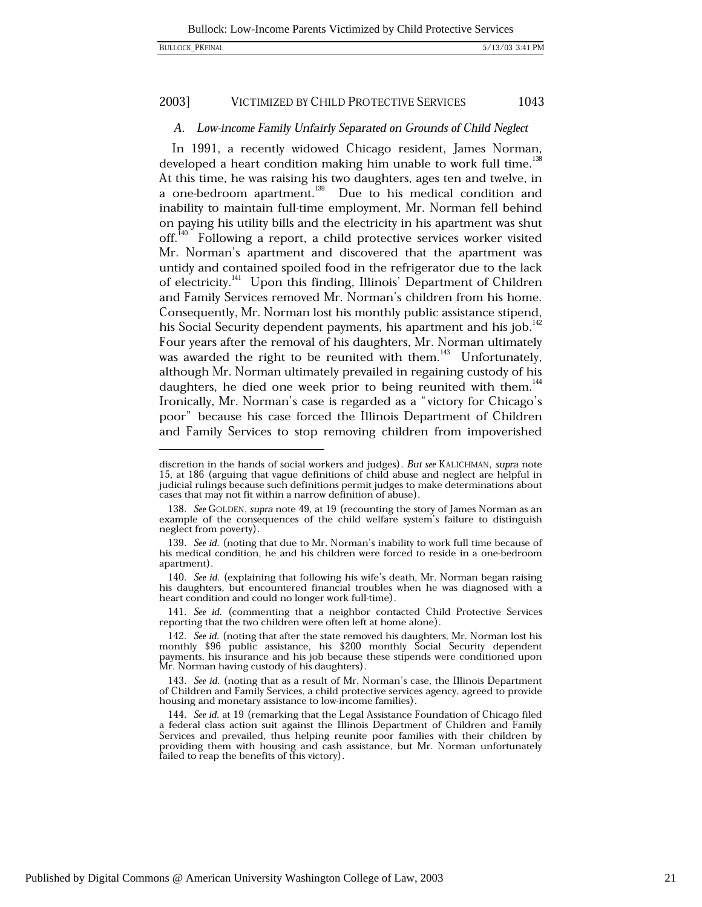### A. *Low-income Family Unfairly Separated on Grounds of Child Neglect*

In 1991, a recently widowed Chicago resident, James Norman, developed a heart condition making him unable to work full time.[138] At this time, he was raising his two daughters, ages ten and twelve, in a one-bedroom apartment.[139] Due to his medical condition and inability to maintain full-time employment, Mr. Norman fell behind on paying his utility bills and the electricity in his apartment was shut off.[140] Following a report, a child protective services worker visited Mr. Norman's apartment and discovered that the apartment was untidy and contained spoiled food in the refrigerator due to the lack of electricity.[141] Upon this finding, Illinois' Department of Children and Family Services removed Mr. Norman's children from his home. Consequently, Mr. Norman lost his monthly public assistance stipend, his Social Security dependent payments, his apartment and his job.[142] Four years after the removal of his daughters, Mr. Norman ultimately was awarded the right to be reunited with them.[143] Unfortunately, although Mr. Norman ultimately prevailed in regaining custody of his daughters, he died one week prior to being reunited with them.[144] Ironically, Mr. Norman's case is regarded as a "victory for Chicago's poor" because his case forced the Illinois Department of Children and Family Services to stop removing children from impoverished

---

discretion in the hands of social workers and judges). *But see* KALICHMAN, *supra* note 15, at 186 (arguing that vague definitions of child abuse and neglect are helpful in judicial rulings because such definitions permit judges to make determinations about cases that may not fit within a narrow definition of abuse).

138. *See* GOLDEN, *supra* note 49, at 19 (recounting the story of James Norman as an example of the consequences of the child welfare system's failure to distinguish neglect from poverty).

139. *See id.* (noting that due to Mr. Norman's inability to work full time because of his medical condition, he and his children were forced to reside in a one-bedroom apartment).

140. *See id.* (explaining that following his wife's death, Mr. Norman began raising his daughters, but encountered financial troubles when he was diagnosed with a heart condition and could no longer work full-time).

141. *See id.* (commenting that a neighbor contacted Child Protective Services reporting that the two children were often left at home alone).

142. *See id.* (noting that after the state removed his daughters, Mr. Norman lost his monthly $96 public assistance, his $200 monthly Social Security dependent payments, his insurance and his job because these stipends were conditioned upon Mr. Norman having custody of his daughters).

143. *See id.* (noting that as a result of Mr. Norman's case, the Illinois Department of Children and Family Services, a child protective services agency, agreed to provide housing and monetary assistance to low-income families).

144. *See id.* at 19 (remarking that the Legal Assistance Foundation of Chicago filed a federal class action suit against the Illinois Department of Children and Family Services and prevailed, thus helping reunite poor families with their children by providing them with housing and cash assistance, but Mr. Norman unfortunately failed to reap the benefits of this victory).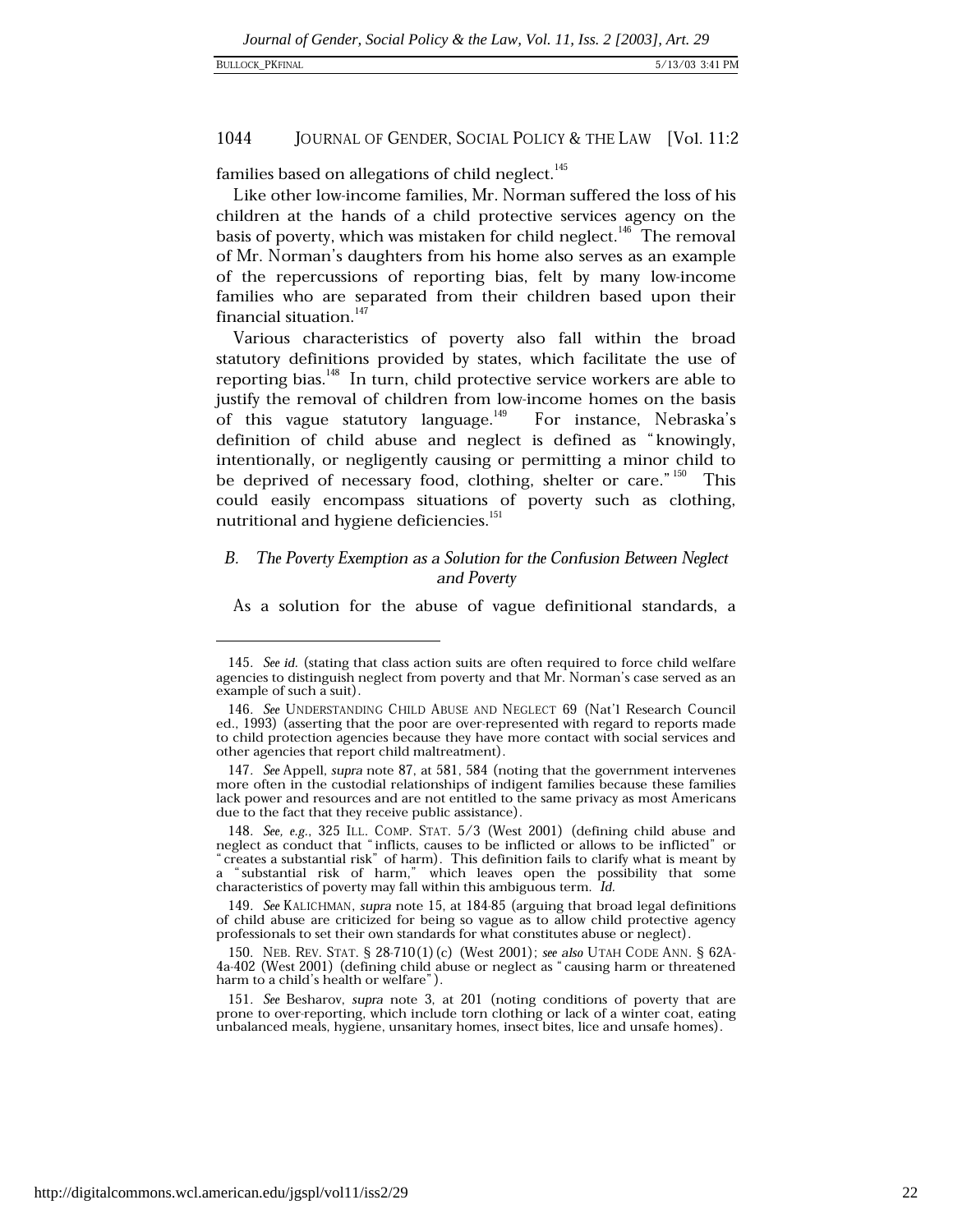families based on allegations of child neglect.[145]

Like other low-income families, Mr. Norman suffered the loss of his children at the hands of a child protective services agency on the basis of poverty, which was mistaken for child neglect.[146] The removal of Mr. Norman's daughters from his home also serves as an example of the repercussions of reporting bias, felt by many low-income families who are separated from their children based upon their financial situation.[147]

Various characteristics of poverty also fall within the broad statutory definitions provided by states, which facilitate the use of reporting bias.[148] In turn, child protective service workers are able to justify the removal of children from low-income homes on the basis of this vague statutory language.[149] For instance, Nebraska's definition of child abuse and neglect is defined as "knowingly, intentionally, or negligently causing or permitting a minor child to be deprived of necessary food, clothing, shelter or care."[150] This could easily encompass situations of poverty such as clothing, nutritional and hygiene deficiencies.[151]

### *B. The Poverty Exemption as a Solution for the Confusion Between Neglect and Poverty*

As a solution for the abuse of vague definitional standards, a

---

145. *See id.* (stating that class action suits are often required to force child welfare agencies to distinguish neglect from poverty and that Mr. Norman's case served as an example of such a suit).

146. *See* UNDERSTANDING CHILD ABUSE AND NEGLECT 69 (Nat'l Research Council ed., 1993) (asserting that the poor are over-represented with regard to reports made to child protection agencies because they have more contact with social services and other agencies that report child maltreatment).

147. *See* Appell, *supra* note 87, at 581, 584 (noting that the government intervenes more often in the custodial relationships of indigent families because these families lack power and resources and are not entitled to the same privacy as most Americans due to the fact that they receive public assistance).

148. *See, e.g.*, 325 ILL. COMP. STAT. 5/3 (West 2001) (defining child abuse and neglect as conduct that "inflicts, causes to be inflicted or allows to be inflicted" or "creates a substantial risk" of harm). This definition fails to clarify what is meant by a "substantial risk of harm," which leaves open the possibility that some characteristics of poverty may fall within this ambiguous term. *Id.*

149. *See* KALICHMAN, *supra* note 15, at 184-85 (arguing that broad legal definitions of child abuse are criticized for being so vague as to allow child protective agency professionals to set their own standards for what constitutes abuse or neglect).

150. NEB. REV. STAT. § 28-710(1)(c) (West 2001); *see also* UTAH CODE ANN. § 62A-4a-402 (West 2001) (defining child abuse or neglect as "causing harm or threatened harm to a child's health or welfare").

151. *See* Besharov, *supra* note 3, at 201 (noting conditions of poverty that are prone to over-reporting, which include torn clothing or lack of a winter coat, eating unbalanced meals, hygiene, unsanitary homes, insect bites, lice and unsafe homes).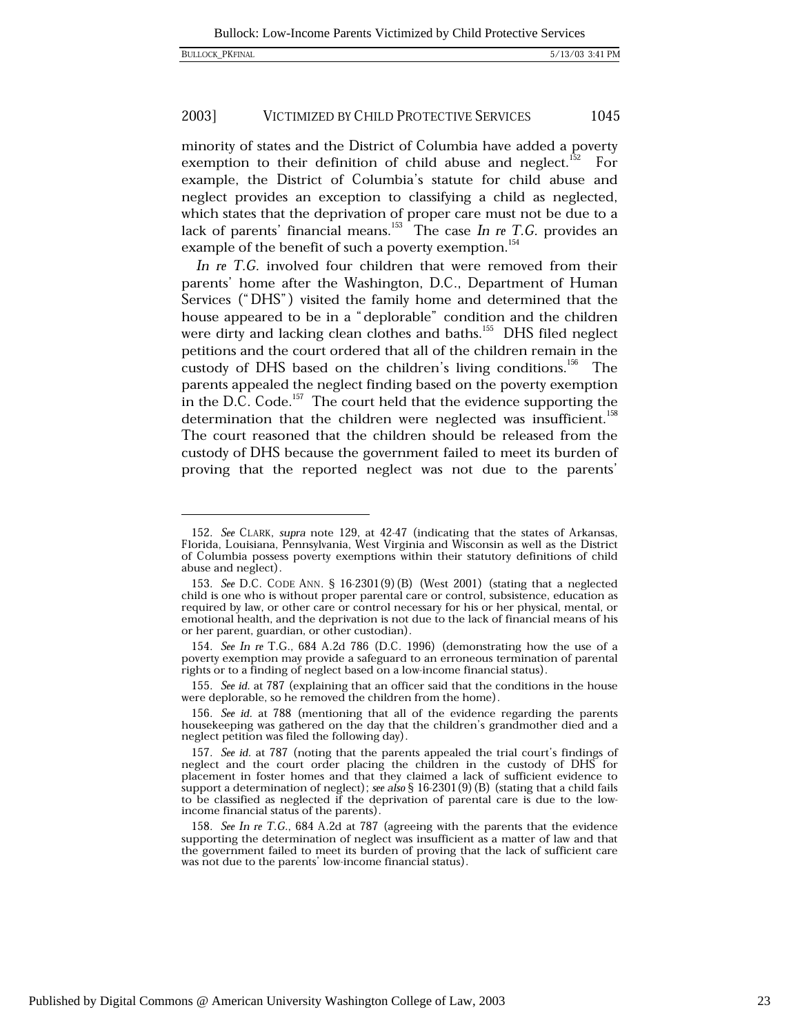minority of states and the District of Columbia have added a poverty exemption to their definition of child abuse and neglect.[152] For example, the District of Columbia's statute for child abuse and neglect provides an exception to classifying a child as neglected, which states that the deprivation of proper care must not be due to a lack of parents' financial means.[153] The case *In re T.G.* provides an example of the benefit of such a poverty exemption.[154]

*In re T.G.* involved four children that were removed from their parents' home after the Washington, D.C., Department of Human Services ("DHS") visited the family home and determined that the house appeared to be in a "deplorable" condition and the children were dirty and lacking clean clothes and baths.[155] DHS filed neglect petitions and the court ordered that all of the children remain in the custody of DHS based on the children's living conditions.[156] The parents appealed the neglect finding based on the poverty exemption in the D.C. Code.[157] The court held that the evidence supporting the determination that the children were neglected was insufficient.[158] The court reasoned that the children should be released from the custody of DHS because the government failed to meet its burden of proving that the reported neglect was not due to the parents'

---

152. *See* CLARK, *supra* note 129, at 42-47 (indicating that the states of Arkansas, Florida, Louisiana, Pennsylvania, West Virginia and Wisconsin as well as the District of Columbia possess poverty exemptions within their statutory definitions of child abuse and neglect).

153. *See* D.C. CODE ANN. § 16-2301(9)(B) (West 2001) (stating that a neglected child is one who is without proper parental care or control, subsistence, education as required by law, or other care or control necessary for his or her physical, mental, or emotional health, and the deprivation is not due to the lack of financial means of his or her parent, guardian, or other custodian).

154. *See In re* T.G., 684 A.2d 786 (D.C. 1996) (demonstrating how the use of a poverty exemption may provide a safeguard to an erroneous termination of parental rights or to a finding of neglect based on a low-income financial status).

155. *See id.* at 787 (explaining that an officer said that the conditions in the house were deplorable, so he removed the children from the home).

156. *See id.* at 788 (mentioning that all of the evidence regarding the parents housekeeping was gathered on the day that the children's grandmother died and a neglect petition was filed the following day).

157. *See id.* at 787 (noting that the parents appealed the trial court's findings of neglect and the court order placing the children in the custody of DHS for placement in foster homes and that they claimed a lack of sufficient evidence to support a determination of neglect); *see also* § 16-2301(9)(B) (stating that a child fails to be classified as neglected if the deprivation of parental care is due to the low-income financial status of the parents).

158. *See In re T.G.*, 684 A.2d at 787 (agreeing with the parents that the evidence supporting the determination of neglect was insufficient as a matter of law and that the government failed to meet its burden of proving that the lack of sufficient care was not due to the parents' low-income financial status).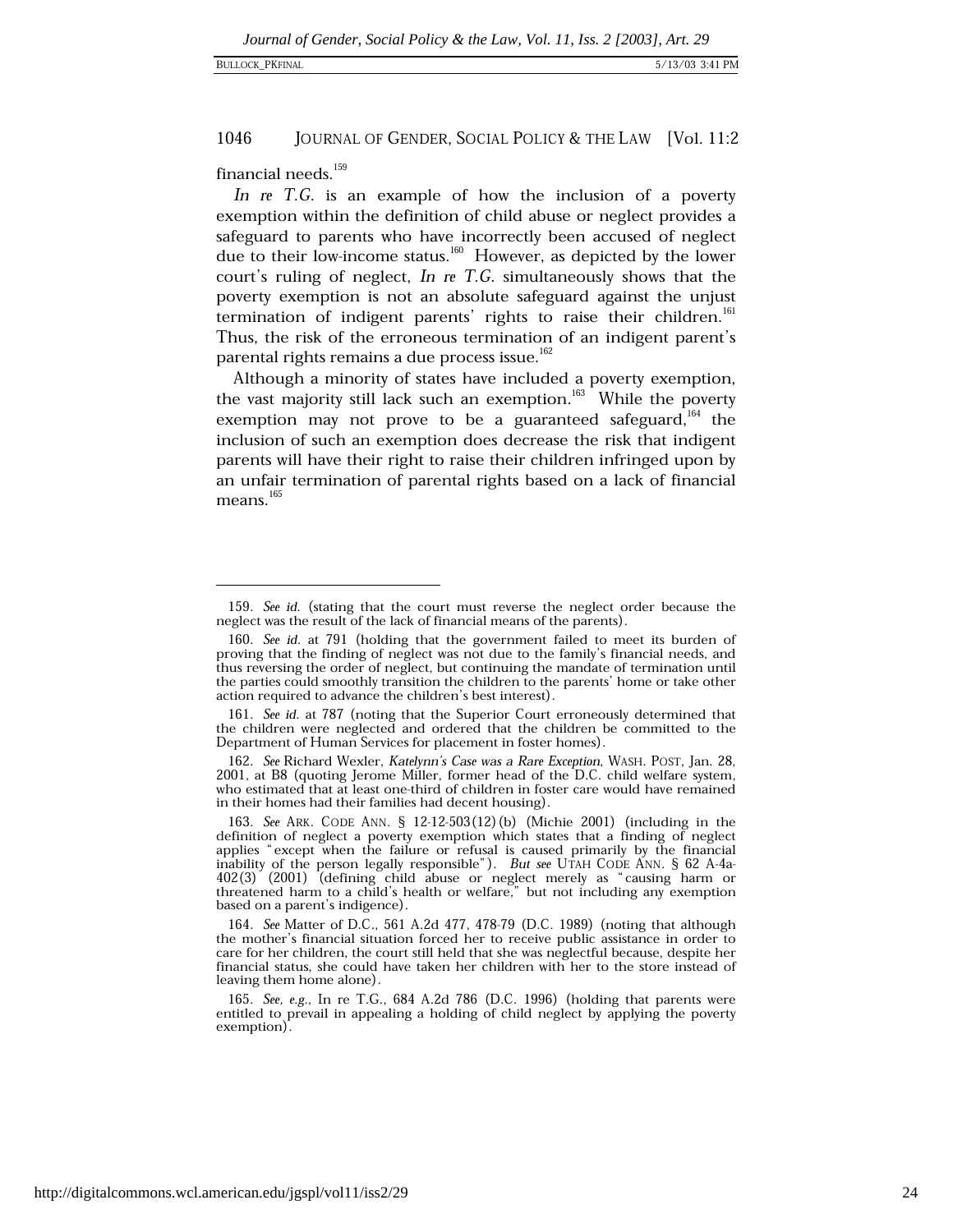financial needs.[159]

*In re T.G.* is an example of how the inclusion of a poverty exemption within the definition of child abuse or neglect provides a safeguard to parents who have incorrectly been accused of neglect due to their low-income status.[160] However, as depicted by the lower court's ruling of neglect, *In re T.G.* simultaneously shows that the poverty exemption is not an absolute safeguard against the unjust termination of indigent parents' rights to raise their children.[161] Thus, the risk of the erroneous termination of an indigent parent's parental rights remains a due process issue.[162]

Although a minority of states have included a poverty exemption, the vast majority still lack such an exemption.[163] While the poverty exemption may not prove to be a guaranteed safeguard,[164] the inclusion of such an exemption does decrease the risk that indigent parents will have their right to raise their children infringed upon by an unfair termination of parental rights based on a lack of financial means.[165]

---

159. *See id.* (stating that the court must reverse the neglect order because the neglect was the result of the lack of financial means of the parents).

160. *See id.* at 791 (holding that the government failed to meet its burden of proving that the finding of neglect was not due to the family's financial needs, and thus reversing the order of neglect, but continuing the mandate of termination until the parties could smoothly transition the children to the parents' home or take other action required to advance the children's best interest).

161. *See id.* at 787 (noting that the Superior Court erroneously determined that the children were neglected and ordered that the children be committed to the Department of Human Services for placement in foster homes).

162. *See* Richard Wexler, *Katelynn's Case was a Rare Exception*, WASH. POST, Jan. 28, 2001, at B8 (quoting Jerome Miller, former head of the D.C. child welfare system, who estimated that at least one-third of children in foster care would have remained in their homes had their families had decent housing).

163. *See* ARK. CODE ANN. § 12-12-503(12)(b) (Michie 2001) (including in the definition of neglect a poverty exemption which states that a finding of neglect applies "except when the failure or refusal is caused primarily by the financial inability of the person legally responsible"). *But see* UTAH CODE ANN. § 62 A-4a-402(3) (2001) (defining child abuse or neglect merely as "causing harm or threatened harm to a child's health or welfare," but not including any exemption based on a parent's indigence).

164. *See* Matter of D.C., 561 A.2d 477, 478-79 (D.C. 1989) (noting that although the mother's financial situation forced her to receive public assistance in order to care for her children, the court still held that she was neglectful because, despite her financial status, she could have taken her children with her to the store instead of leaving them home alone).

165. *See, e.g.*, In re T.G., 684 A.2d 786 (D.C. 1996) (holding that parents were entitled to prevail in appealing a holding of child neglect by applying the poverty exemption).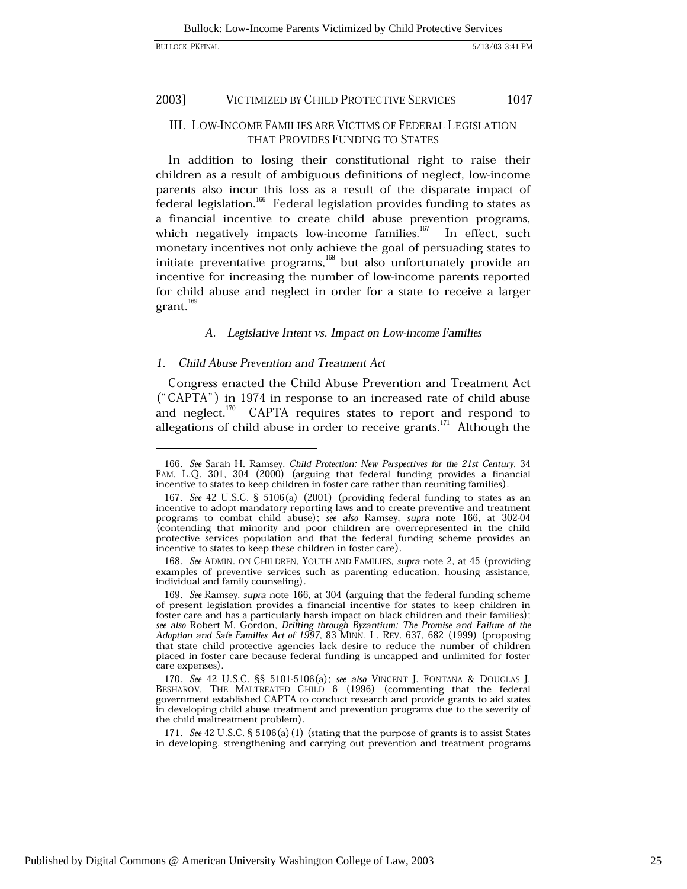## III. LOW-INCOME FAMILIES ARE VICTIMS OF FEDERAL LEGISLATION THAT PROVIDES FUNDING TO STATES

In addition to losing their constitutional right to raise their children as a result of ambiguous definitions of neglect, low-income parents also incur this loss as a result of the disparate impact of federal legislation.[166] Federal legislation provides funding to states as a financial incentive to create child abuse prevention programs, which negatively impacts low-income families.[167] In effect, such monetary incentives not only achieve the goal of persuading states to initiate preventative programs,[168] but also unfortunately provide an incentive for increasing the number of low-income parents reported for child abuse and neglect in order for a state to receive a larger grant.[169]

### A. *Legislative Intent vs. Impact on Low-income Families*

#### 1. *Child Abuse Prevention and Treatment Act*

Congress enacted the Child Abuse Prevention and Treatment Act ("CAPTA") in 1974 in response to an increased rate of child abuse and neglect.[170] CAPTA requires states to report and respond to allegations of child abuse in order to receive grants.[171] Although the

---

166. *See* Sarah H. Ramsey, *Child Protection: New Perspectives for the 21st Century*, 34 FAM. L.Q. 301, 304 (2000) (arguing that federal funding provides a financial incentive to states to keep children in foster care rather than reuniting families).

167. *See* 42 U.S.C. § 5106(a) (2001) (providing federal funding to states as an incentive to adopt mandatory reporting laws and to create preventive and treatment programs to combat child abuse); *see also* Ramsey, *supra* note 166, at 302-04 (contending that minority and poor children are overrepresented in the child protective services population and that the federal funding scheme provides an incentive to states to keep these children in foster care).

168. *See* ADMIN. ON CHILDREN, YOUTH AND FAMILIES, *supra* note 2, at 45 (providing examples of preventive services such as parenting education, housing assistance, individual and family counseling).

169. *See* Ramsey, *supra* note 166, at 304 (arguing that the federal funding scheme of present legislation provides a financial incentive for states to keep children in foster care and has a particularly harsh impact on black children and their families); *see also* Robert M. Gordon, *Drifting through Byzantium: The Promise and Failure of the Adoption and Safe Families Act of 1997*, 83 MINN. L. REV. 637, 682 (1999) (proposing that state child protective agencies lack desire to reduce the number of children placed in foster care because federal funding is uncapped and unlimited for foster care expenses).

170. *See* 42 U.S.C. §§ 5101-5106(a); *see also* VINCENT J. FONTANA & DOUGLAS J. BESHAROV, THE MALTREATED CHILD 6 (1996) (commenting that the federal government established CAPTA to conduct research and provide grants to aid states in developing child abuse treatment and prevention programs due to the severity of the child maltreatment problem).

171. *See* 42 U.S.C. § 5106(a)(1) (stating that the purpose of grants is to assist States in developing, strengthening and carrying out prevention and treatment programs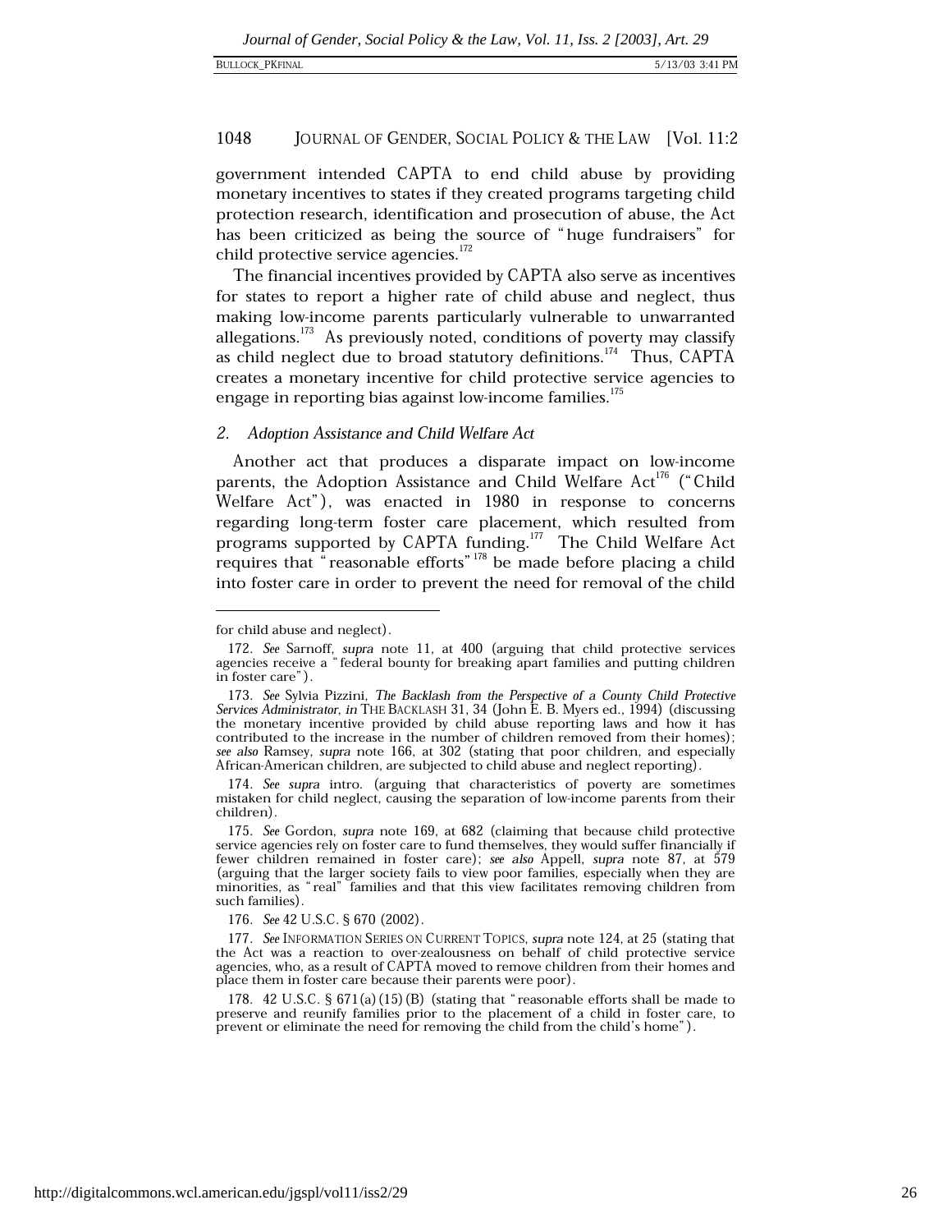government intended CAPTA to end child abuse by providing monetary incentives to states if they created programs targeting child protection research, identification and prosecution of abuse, the Act has been criticized as being the source of "huge fundraisers" for child protective service agencies.[172]

The financial incentives provided by CAPTA also serve as incentives for states to report a higher rate of child abuse and neglect, thus making low-income parents particularly vulnerable to unwarranted allegations.[173] As previously noted, conditions of poverty may classify as child neglect due to broad statutory definitions.[174] Thus, CAPTA creates a monetary incentive for child protective service agencies to engage in reporting bias against low-income families.[175]

### 2. *Adoption Assistance and Child Welfare Act*

Another act that produces a disparate impact on low-income parents, the Adoption Assistance and Child Welfare Act[176] ("Child Welfare Act"), was enacted in 1980 in response to concerns regarding long-term foster care placement, which resulted from programs supported by CAPTA funding.[177] The Child Welfare Act requires that "reasonable efforts"[178] be made before placing a child into foster care in order to prevent the need for removal of the child

---

for child abuse and neglect).

172. *See* Sarnoff, *supra* note 11, at 400 (arguing that child protective services agencies receive a "federal bounty for breaking apart families and putting children in foster care").

173. *See* Sylvia Pizzini, *The Backlash from the Perspective of a County Child Protective Services Administrator*, *in* THE BACKLASH 31, 34 (John E. B. Myers ed., 1994) (discussing the monetary incentive provided by child abuse reporting laws and how it has contributed to the increase in the number of children removed from their homes); *see also* Ramsey, *supra* note 166, at 302 (stating that poor children, and especially African-American children, are subjected to child abuse and neglect reporting).

174. *See supra* intro. (arguing that characteristics of poverty are sometimes mistaken for child neglect, causing the separation of low-income parents from their children).

175. *See* Gordon, *supra* note 169, at 682 (claiming that because child protective service agencies rely on foster care to fund themselves, they would suffer financially if fewer children remained in foster care); *see also* Appell, *supra* note 87, at 579 (arguing that the larger society fails to view poor families, especially when they are minorities, as "real" families and that this view facilitates removing children from such families).

176. *See* 42 U.S.C. § 670 (2002).

177. *See* INFORMATION SERIES ON CURRENT TOPICS, *supra* note 124, at 25 (stating that the Act was a reaction to over-zealousness on behalf of child protective service agencies, who, as a result of CAPTA moved to remove children from their homes and place them in foster care because their parents were poor).

178. 42 U.S.C. § 671(a)(15)(B) (stating that "reasonable efforts shall be made to preserve and reunify families prior to the placement of a child in foster care, to prevent or eliminate the need for removing the child from the child's home").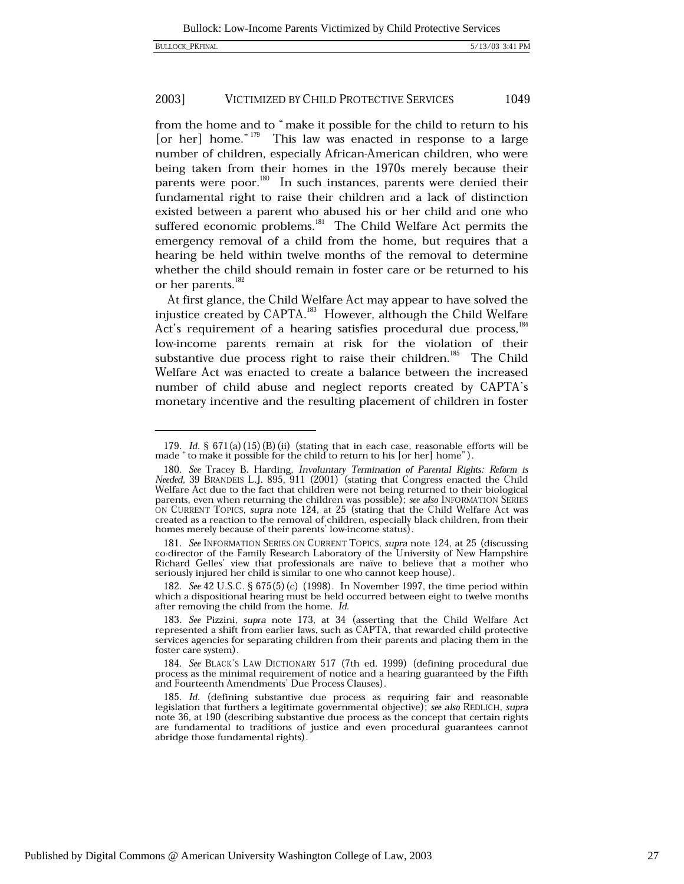from the home and to "make it possible for the child to return to his [or her] home."[179] This law was enacted in response to a large number of children, especially African-American children, who were being taken from their homes in the 1970s merely because their parents were poor.[180] In such instances, parents were denied their fundamental right to raise their children and a lack of distinction existed between a parent who abused his or her child and one who suffered economic problems.[181] The Child Welfare Act permits the emergency removal of a child from the home, but requires that a hearing be held within twelve months of the removal to determine whether the child should remain in foster care or be returned to his or her parents.[182]

At first glance, the Child Welfare Act may appear to have solved the injustice created by CAPTA.[183] However, although the Child Welfare Act's requirement of a hearing satisfies procedural due process,[184] low-income parents remain at risk for the violation of their substantive due process right to raise their children.[185] The Child Welfare Act was enacted to create a balance between the increased number of child abuse and neglect reports created by CAPTA's monetary incentive and the resulting placement of children in foster

---

179. *Id.* § 671(a)(15)(B)(ii) (stating that in each case, reasonable efforts will be made "to make it possible for the child to return to his [or her] home").

180. *See* Tracey B. Harding, *Involuntary Termination of Parental Rights: Reform is Needed*, 39 BRANDEIS L.J. 895, 911 (2001) (stating that Congress enacted the Child Welfare Act due to the fact that children were not being returned to their biological parents, even when returning the children was possible); *see also* INFORMATION SERIES ON CURRENT TOPICS, *supra* note 124, at 25 (stating that the Child Welfare Act was created as a reaction to the removal of children, especially black children, from their homes merely because of their parents' low-income status).

181. *See* INFORMATION SERIES ON CURRENT TOPICS, *supra* note 124, at 25 (discussing co-director of the Family Research Laboratory of the University of New Hampshire Richard Gelles' view that professionals are naïve to believe that a mother who seriously injured her child is similar to one who cannot keep house).

182. *See* 42 U.S.C. § 675(5)(c) (1998). In November 1997, the time period within which a dispositional hearing must be held occurred between eight to twelve months after removing the child from the home. *Id.*

183. *See* Pizzini, *supra* note 173, at 34 (asserting that the Child Welfare Act represented a shift from earlier laws, such as CAPTA, that rewarded child protective services agencies for separating children from their parents and placing them in the foster care system).

184. *See* BLACK'S LAW DICTIONARY 517 (7th ed. 1999) (defining procedural due process as the minimal requirement of notice and a hearing guaranteed by the Fifth and Fourteenth Amendments' Due Process Clauses).

185. *Id.* (defining substantive due process as requiring fair and reasonable legislation that furthers a legitimate governmental objective); *see also* REDLICH, *supra* note 36, at 190 (describing substantive due process as the concept that certain rights are fundamental to traditions of justice and even procedural guarantees cannot abridge those fundamental rights).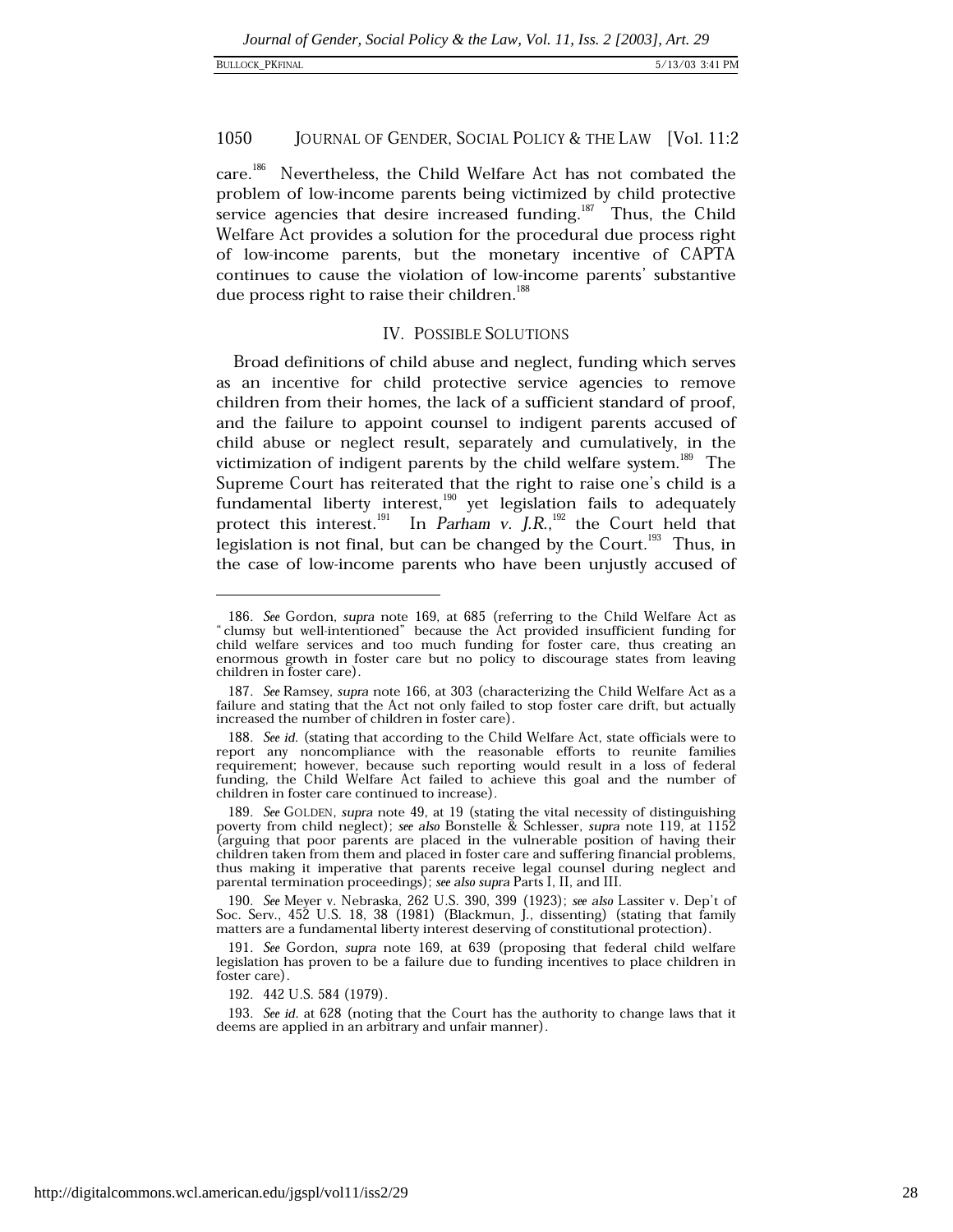care.[186] Nevertheless, the Child Welfare Act has not combated the problem of low-income parents being victimized by child protective service agencies that desire increased funding.[187] Thus, the Child Welfare Act provides a solution for the procedural due process right of low-income parents, but the monetary incentive of CAPTA continues to cause the violation of low-income parents' substantive due process right to raise their children.[188]

## IV. POSSIBLE SOLUTIONS

Broad definitions of child abuse and neglect, funding which serves as an incentive for child protective service agencies to remove children from their homes, the lack of a sufficient standard of proof, and the failure to appoint counsel to indigent parents accused of child abuse or neglect result, separately and cumulatively, in the victimization of indigent parents by the child welfare system.[189] The Supreme Court has reiterated that the right to raise one's child is a fundamental liberty interest,[190] yet legislation fails to adequately protect this interest.[191] In *Parham v. J.R.*,[192] the Court held that legislation is not final, but can be changed by the Court.[193] Thus, in the case of low-income parents who have been unjustly accused of

---

186. *See* Gordon, *supra* note 169, at 685 (referring to the Child Welfare Act as "clumsy but well-intentioned" because the Act provided insufficient funding for child welfare services and too much funding for foster care, thus creating an enormous growth in foster care but no policy to discourage states from leaving children in foster care).

187. *See* Ramsey, *supra* note 166, at 303 (characterizing the Child Welfare Act as a failure and stating that the Act not only failed to stop foster care drift, but actually increased the number of children in foster care).

188. *See id.* (stating that according to the Child Welfare Act, state officials were to report any noncompliance with the reasonable efforts to reunite families requirement; however, because such reporting would result in a loss of federal funding, the Child Welfare Act failed to achieve this goal and the number of children in foster care continued to increase).

189. *See* GOLDEN, *supra* note 49, at 19 (stating the vital necessity of distinguishing poverty from child neglect); *see also* Bonstelle & Schlesser, *supra* note 119, at 1152 (arguing that poor parents are placed in the vulnerable position of having their children taken from them and placed in foster care and suffering financial problems, thus making it imperative that parents receive legal counsel during neglect and parental termination proceedings); *see also supra* Parts I, II, and III.

190. *See* Meyer v. Nebraska, 262 U.S. 390, 399 (1923); *see also* Lassiter v. Dep't of Soc. Serv., 452 U.S. 18, 38 (1981) (Blackmun, J., dissenting) (stating that family matters are a fundamental liberty interest deserving of constitutional protection).

191. *See* Gordon, *supra* note 169, at 639 (proposing that federal child welfare legislation has proven to be a failure due to funding incentives to place children in foster care).

192. 442 U.S. 584 (1979).

193. *See id.* at 628 (noting that the Court has the authority to change laws that it deems are applied in an arbitrary and unfair manner).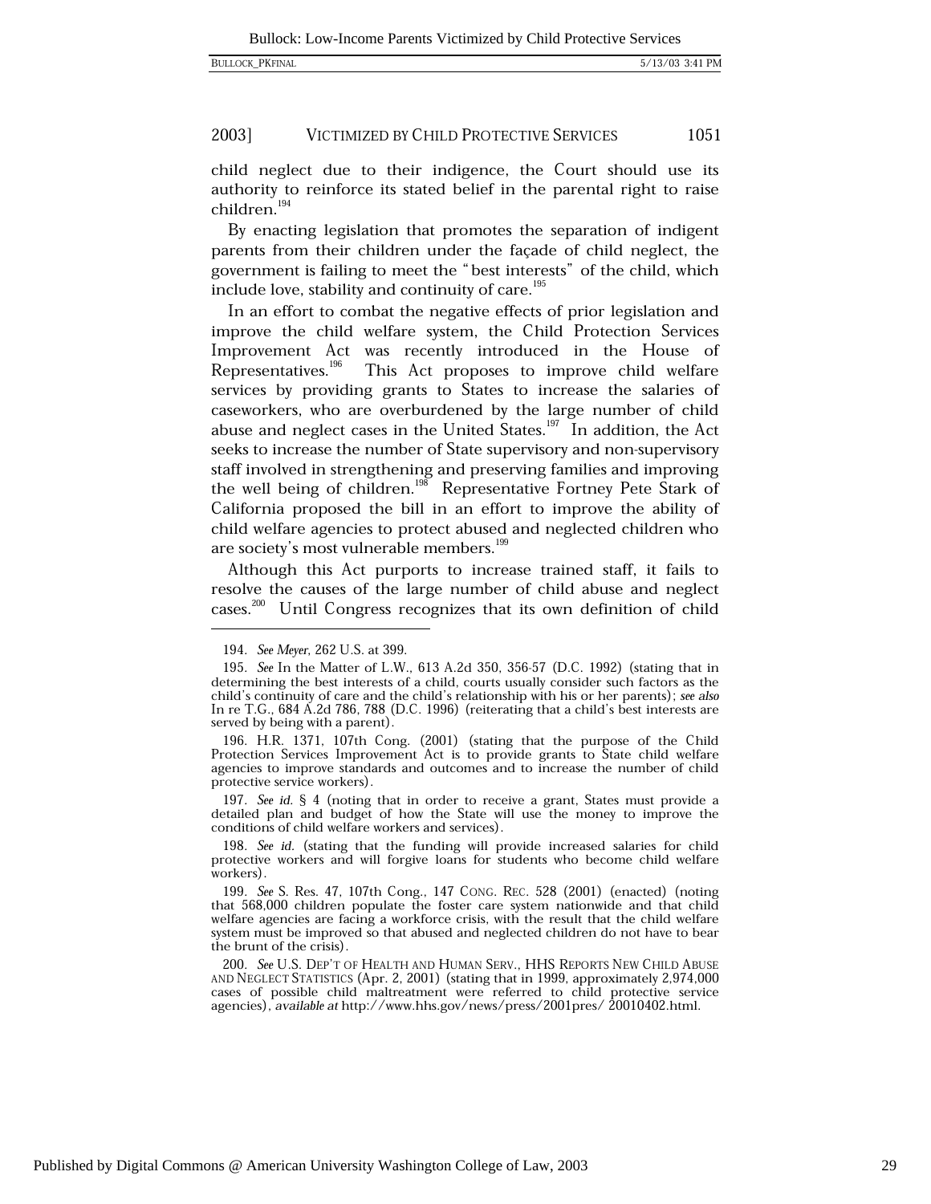child neglect due to their indigence, the Court should use its authority to reinforce its stated belief in the parental right to raise children.[194]

By enacting legislation that promotes the separation of indigent parents from their children under the façade of child neglect, the government is failing to meet the "best interests" of the child, which include love, stability and continuity of care.[195]

In an effort to combat the negative effects of prior legislation and improve the child welfare system, the Child Protection Services Improvement Act was recently introduced in the House of Representatives.[196] This Act proposes to improve child welfare services by providing grants to States to increase the salaries of caseworkers, who are overburdened by the large number of child abuse and neglect cases in the United States.[197] In addition, the Act seeks to increase the number of State supervisory and non-supervisory staff involved in strengthening and preserving families and improving the well being of children.[198] Representative Fortney Pete Stark of California proposed the bill in an effort to improve the ability of child welfare agencies to protect abused and neglected children who are society's most vulnerable members.[199]

Although this Act purports to increase trained staff, it fails to resolve the causes of the large number of child abuse and neglect cases.[200] Until Congress recognizes that its own definition of child

---

194. *See Meyer*, 262 U.S. at 399.

195. *See* In the Matter of L.W., 613 A.2d 350, 356-57 (D.C. 1992) (stating that in determining the best interests of a child, courts usually consider such factors as the child's continuity of care and the child's relationship with his or her parents); *see also* In re T.G., 684 A.2d 786, 788 (D.C. 1996) (reiterating that a child's best interests are served by being with a parent).

196. H.R. 1371, 107th Cong. (2001) (stating that the purpose of the Child Protection Services Improvement Act is to provide grants to State child welfare agencies to improve standards and outcomes and to increase the number of child protective service workers).

197. *See id.* § 4 (noting that in order to receive a grant, States must provide a detailed plan and budget of how the State will use the money to improve the conditions of child welfare workers and services).

198. *See id.* (stating that the funding will provide increased salaries for child protective workers and will forgive loans for students who become child welfare workers).

199. *See* S. Res. 47, 107th Cong., 147 CONG. REC. 528 (2001) (enacted) (noting that 568,000 children populate the foster care system nationwide and that child welfare agencies are facing a workforce crisis, with the result that the child welfare system must be improved so that abused and neglected children do not have to bear the brunt of the crisis).

200. *See* U.S. DEP'T OF HEALTH AND HUMAN SERV., HHS REPORTS NEW CHILD ABUSE AND NEGLECT STATISTICS (Apr. 2, 2001) (stating that in 1999, approximately 2,974,000 cases of possible child maltreatment were referred to child protective service agencies), *available at* http://www.hhs.gov/news/press/2001pres/ 20010402.html.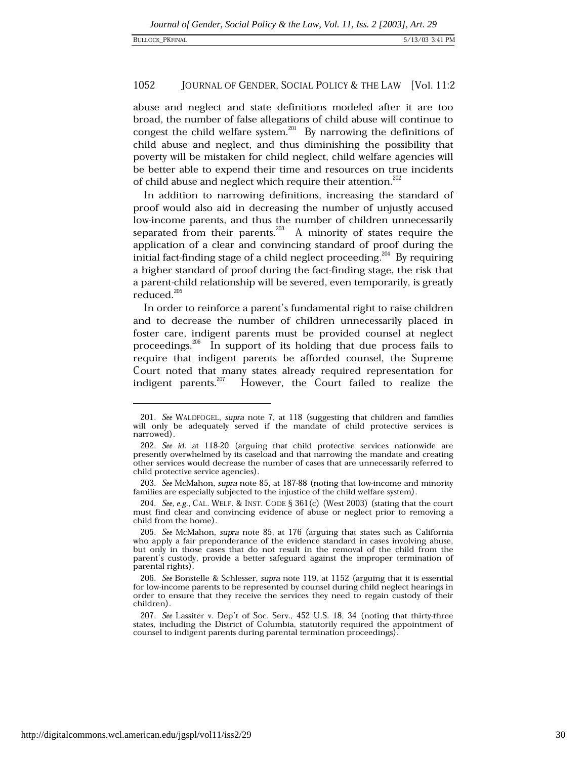abuse and neglect and state definitions modeled after it are too broad, the number of false allegations of child abuse will continue to congest the child welfare system.[201] By narrowing the definitions of child abuse and neglect, and thus diminishing the possibility that poverty will be mistaken for child neglect, child welfare agencies will be better able to expend their time and resources on true incidents of child abuse and neglect which require their attention.[202]

In addition to narrowing definitions, increasing the standard of proof would also aid in decreasing the number of unjustly accused low-income parents, and thus the number of children unnecessarily separated from their parents.[203] A minority of states require the application of a clear and convincing standard of proof during the initial fact-finding stage of a child neglect proceeding.[204] By requiring a higher standard of proof during the fact-finding stage, the risk that a parent-child relationship will be severed, even temporarily, is greatly reduced.[205]

In order to reinforce a parent's fundamental right to raise children and to decrease the number of children unnecessarily placed in foster care, indigent parents must be provided counsel at neglect proceedings.[206] In support of its holding that due process fails to require that indigent parents be afforded counsel, the Supreme Court noted that many states already required representation for indigent parents.[207] However, the Court failed to realize the

---

201. *See* WALDFOGEL, *supra* note 7, at 118 (suggesting that children and families will only be adequately served if the mandate of child protective services is narrowed).

202. *See id.* at 118-20 (arguing that child protective services nationwide are presently overwhelmed by its caseload and that narrowing the mandate and creating other services would decrease the number of cases that are unnecessarily referred to child protective service agencies).

203. *See* McMahon, *supra* note 85, at 187-88 (noting that low-income and minority families are especially subjected to the injustice of the child welfare system).

204. *See, e.g.*, CAL. WELF. & INST. CODE § 361(c) (West 2003) (stating that the court must find clear and convincing evidence of abuse or neglect prior to removing a child from the home).

205. *See* McMahon, *supra* note 85, at 176 (arguing that states such as California who apply a fair preponderance of the evidence standard in cases involving abuse, but only in those cases that do not result in the removal of the child from the parent's custody, provide a better safeguard against the improper termination of parental rights).

206. *See* Bonstelle & Schlesser, *supra* note 119, at 1152 (arguing that it is essential for low-income parents to be represented by counsel during child neglect hearings in order to ensure that they receive the services they need to regain custody of their children).

207. *See* Lassiter v. Dep't of Soc. Serv., 452 U.S. 18, 34 (noting that thirty-three states, including the District of Columbia, statutorily required the appointment of counsel to indigent parents during parental termination proceedings).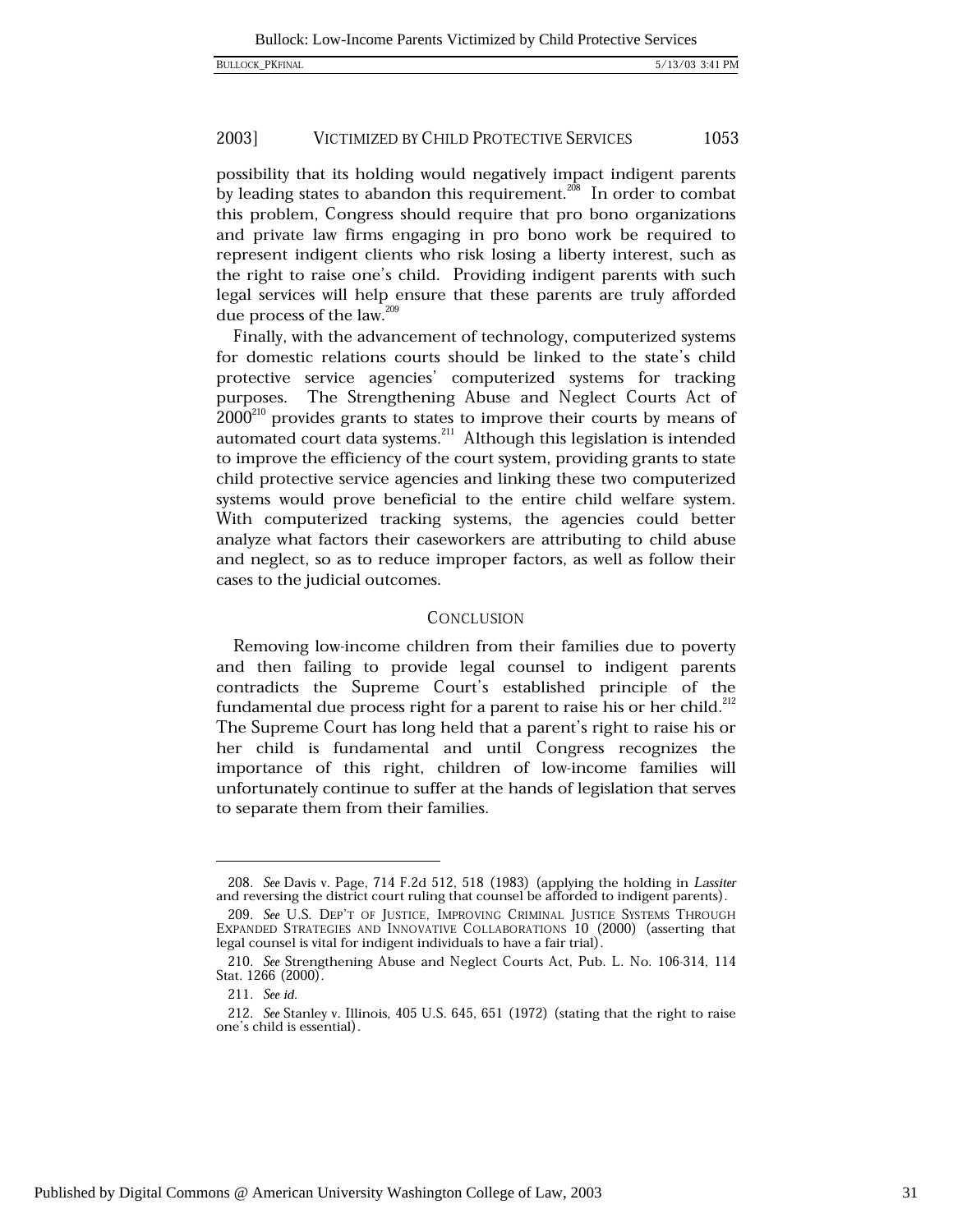possibility that its holding would negatively impact indigent parents by leading states to abandon this requirement.[208] In order to combat this problem, Congress should require that pro bono organizations and private law firms engaging in pro bono work be required to represent indigent clients who risk losing a liberty interest, such as the right to raise one's child. Providing indigent parents with such legal services will help ensure that these parents are truly afforded due process of the law.[209]

Finally, with the advancement of technology, computerized systems for domestic relations courts should be linked to the state's child protective service agencies' computerized systems for tracking purposes. The Strengthening Abuse and Neglect Courts Act of 2000[210] provides grants to states to improve their courts by means of automated court data systems.[211] Although this legislation is intended to improve the efficiency of the court system, providing grants to state child protective service agencies and linking these two computerized systems would prove beneficial to the entire child welfare system. With computerized tracking systems, the agencies could better analyze what factors their caseworkers are attributing to child abuse and neglect, so as to reduce improper factors, as well as follow their cases to the judicial outcomes.

## CONCLUSION

Removing low-income children from their families due to poverty and then failing to provide legal counsel to indigent parents contradicts the Supreme Court's established principle of the fundamental due process right for a parent to raise his or her child.[212] The Supreme Court has long held that a parent's right to raise his or her child is fundamental and until Congress recognizes the importance of this right, children of low-income families will unfortunately continue to suffer at the hands of legislation that serves to separate them from their families.

---

208. *See* Davis v. Page, 714 F.2d 512, 518 (1983) (applying the holding in *Lassiter* and reversing the district court ruling that counsel be afforded to indigent parents).

209. *See* U.S. DEP'T OF JUSTICE, IMPROVING CRIMINAL JUSTICE SYSTEMS THROUGH EXPANDED STRATEGIES AND INNOVATIVE COLLABORATIONS 10 (2000) (asserting that legal counsel is vital for indigent individuals to have a fair trial).

210. *See* Strengthening Abuse and Neglect Courts Act, Pub. L. No. 106-314, 114 Stat. 1266 (2000).

211. *See id.*

212. *See* Stanley v. Illinois, 405 U.S. 645, 651 (1972) (stating that the right to raise one's child is essential).